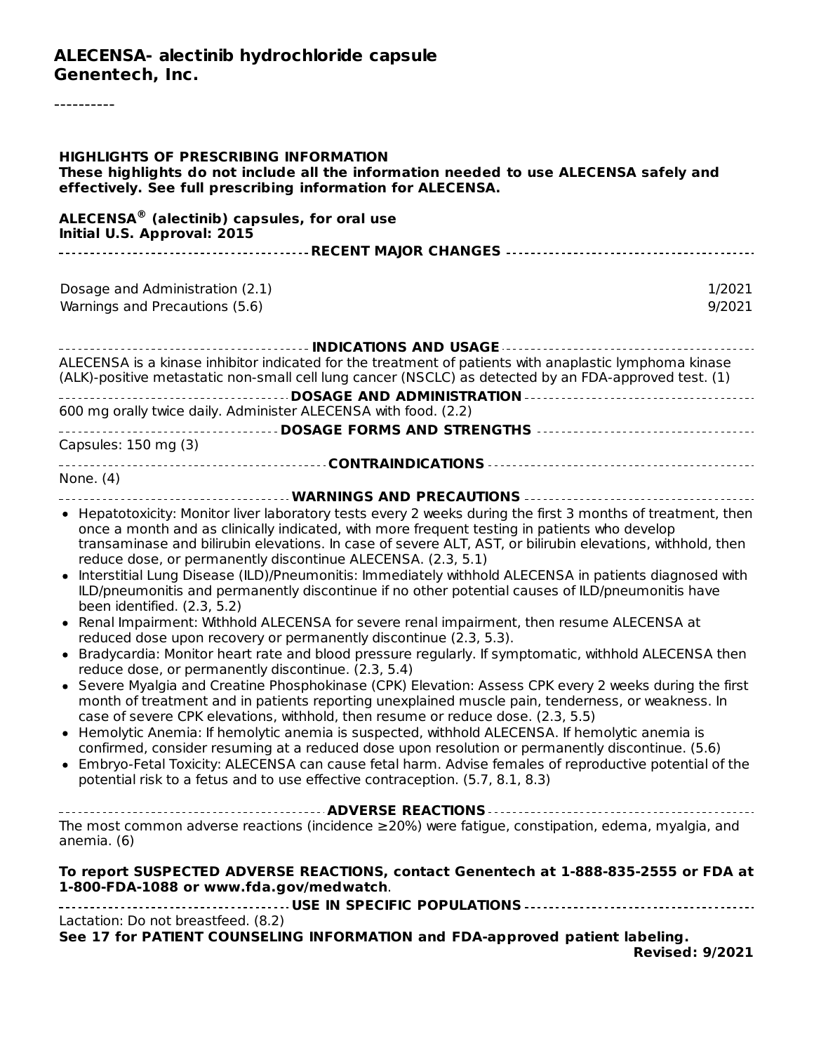**ALECENSA- alectinib hydrochloride capsule**
**Genentech, Inc.**

----------

**HIGHLIGHTS OF PRESCRIBING INFORMATION**
**These highlights do not include all the information needed to use ALECENSA safely and effectively. See full prescribing information for ALECENSA.**

**ALECENSA® (alectinib) capsules, for oral use**
**Initial U.S. Approval: 2015**

**RECENT MAJOR CHANGES**

| | |
|---|---|
| Dosage and Administration (2.1) | 1/2021 |
| Warnings and Precautions (5.6) | 9/2021 |

**INDICATIONS AND USAGE**

ALECENSA is a kinase inhibitor indicated for the treatment of patients with anaplastic lymphoma kinase (ALK)-positive metastatic non-small cell lung cancer (NSCLC) as detected by an FDA-approved test. (1)

**DOSAGE AND ADMINISTRATION**

600 mg orally twice daily. Administer ALECENSA with food. (2.2)

**DOSAGE FORMS AND STRENGTHS**

Capsules: 150 mg (3)

**CONTRAINDICATIONS**

None. (4)

**WARNINGS AND PRECAUTIONS**

- Hepatotoxicity: Monitor liver laboratory tests every 2 weeks during the first 3 months of treatment, then once a month and as clinically indicated, with more frequent testing in patients who develop transaminase and bilirubin elevations. In case of severe ALT, AST, or bilirubin elevations, withhold, then reduce dose, or permanently discontinue ALECENSA. (2.3, 5.1)
- Interstitial Lung Disease (ILD)/Pneumonitis: Immediately withhold ALECENSA in patients diagnosed with ILD/pneumonitis and permanently discontinue if no other potential causes of ILD/pneumonitis have been identified. (2.3, 5.2)
- Renal Impairment: Withhold ALECENSA for severe renal impairment, then resume ALECENSA at reduced dose upon recovery or permanently discontinue (2.3, 5.3).
- Bradycardia: Monitor heart rate and blood pressure regularly. If symptomatic, withhold ALECENSA then reduce dose, or permanently discontinue. (2.3, 5.4)
- Severe Myalgia and Creatine Phosphokinase (CPK) Elevation: Assess CPK every 2 weeks during the first month of treatment and in patients reporting unexplained muscle pain, tenderness, or weakness. In case of severe CPK elevations, withhold, then resume or reduce dose. (2.3, 5.5)
- Hemolytic Anemia: If hemolytic anemia is suspected, withhold ALECENSA. If hemolytic anemia is confirmed, consider resuming at a reduced dose upon resolution or permanently discontinue. (5.6)
- Embryo-Fetal Toxicity: ALECENSA can cause fetal harm. Advise females of reproductive potential of the potential risk to a fetus and to use effective contraception. (5.7, 8.1, 8.3)

**ADVERSE REACTIONS**

The most common adverse reactions (incidence ≥20%) were fatigue, constipation, edema, myalgia, and anemia. (6)

**To report SUSPECTED ADVERSE REACTIONS, contact Genentech at 1-888-835-2555 or FDA at 1-800-FDA-1088 or www.fda.gov/medwatch**.

**USE IN SPECIFIC POPULATIONS**

Lactation: Do not breastfeed. (8.2)

**See 17 for PATIENT COUNSELING INFORMATION and FDA-approved patient labeling.**

**Revised: 9/2021**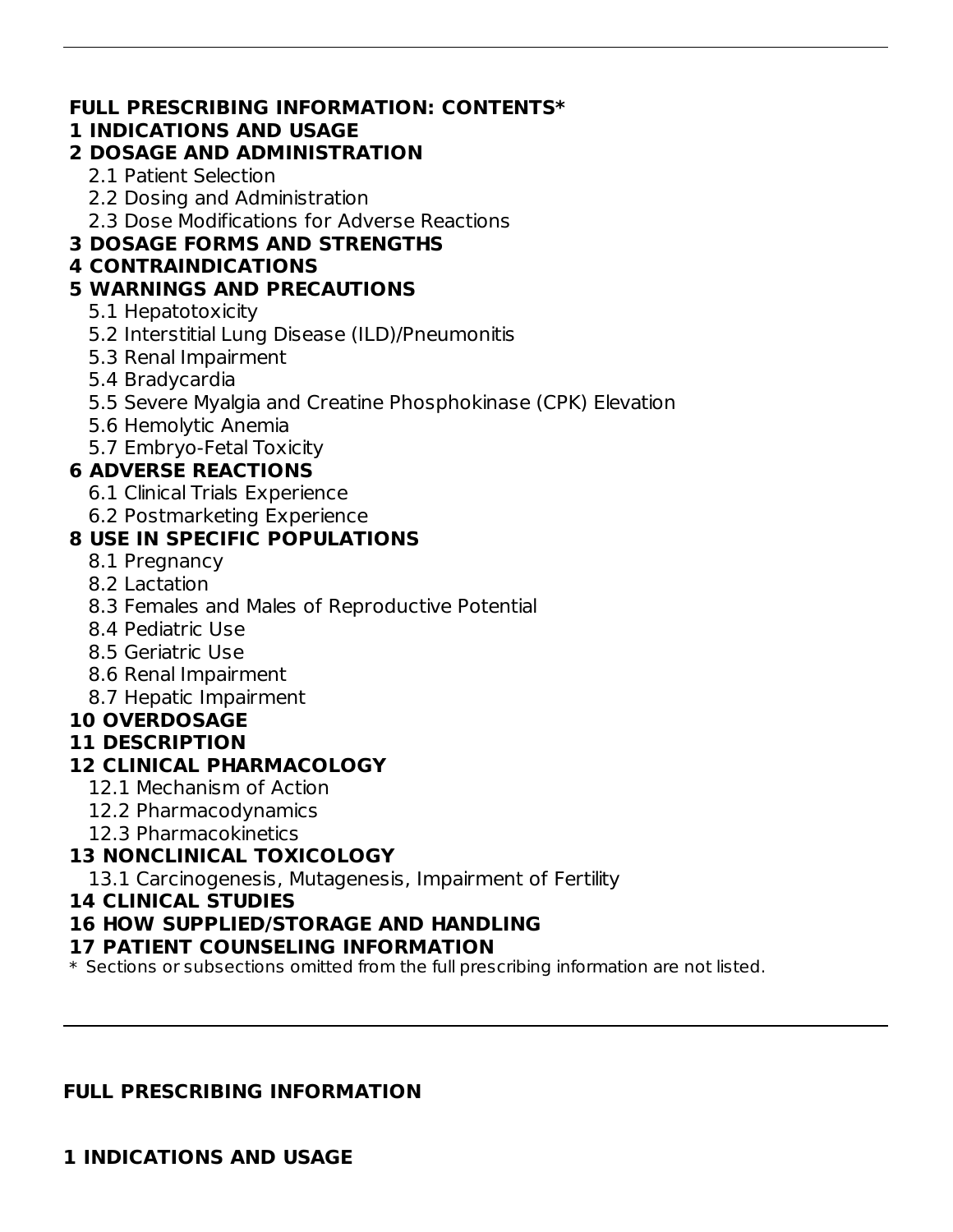**FULL PRESCRIBING INFORMATION: CONTENTS***

**1 INDICATIONS AND USAGE**

**2 DOSAGE AND ADMINISTRATION**

- 2.1 Patient Selection
- 2.2 Dosing and Administration
- 2.3 Dose Modifications for Adverse Reactions

**3 DOSAGE FORMS AND STRENGTHS**

**4 CONTRAINDICATIONS**

**5 WARNINGS AND PRECAUTIONS**

- 5.1 Hepatotoxicity
- 5.2 Interstitial Lung Disease (ILD)/Pneumonitis
- 5.3 Renal Impairment
- 5.4 Bradycardia
- 5.5 Severe Myalgia and Creatine Phosphokinase (CPK) Elevation
- 5.6 Hemolytic Anemia
- 5.7 Embryo-Fetal Toxicity

**6 ADVERSE REACTIONS**

- 6.1 Clinical Trials Experience
- 6.2 Postmarketing Experience

**8 USE IN SPECIFIC POPULATIONS**

- 8.1 Pregnancy
- 8.2 Lactation
- 8.3 Females and Males of Reproductive Potential
- 8.4 Pediatric Use
- 8.5 Geriatric Use
- 8.6 Renal Impairment
- 8.7 Hepatic Impairment

**10 OVERDOSAGE**

**11 DESCRIPTION**

**12 CLINICAL PHARMACOLOGY**

- 12.1 Mechanism of Action
- 12.2 Pharmacodynamics
- 12.3 Pharmacokinetics

**13 NONCLINICAL TOXICOLOGY**

- 13.1 Carcinogenesis, Mutagenesis, Impairment of Fertility

**14 CLINICAL STUDIES**

**16 HOW SUPPLIED/STORAGE AND HANDLING**

**17 PATIENT COUNSELING INFORMATION**

\* Sections or subsections omitted from the full prescribing information are not listed.

---

## FULL PRESCRIBING INFORMATION

## 1 INDICATIONS AND USAGE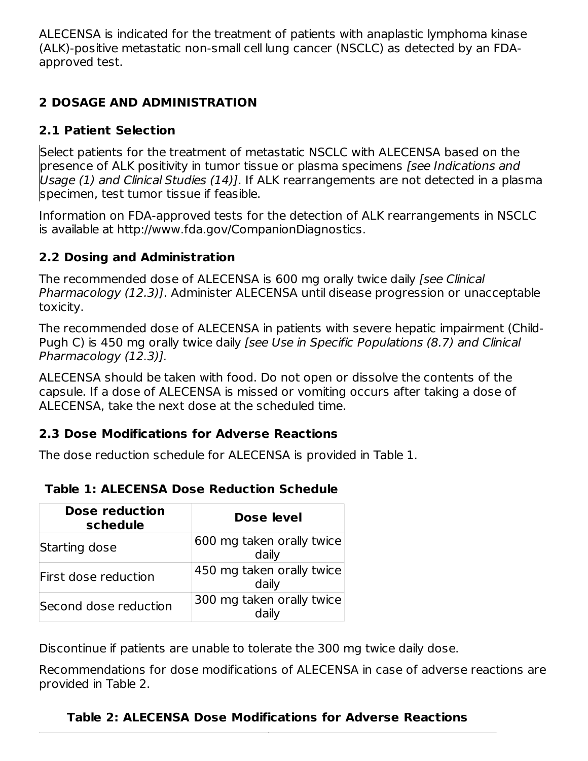ALECENSA is indicated for the treatment of patients with anaplastic lymphoma kinase (ALK)-positive metastatic non-small cell lung cancer (NSCLC) as detected by an FDA-approved test.

## 2 DOSAGE AND ADMINISTRATION

### 2.1 Patient Selection

Select patients for the treatment of metastatic NSCLC with ALECENSA based on the presence of ALK positivity in tumor tissue or plasma specimens *[see Indications and Usage (1) and Clinical Studies (14)]*. If ALK rearrangements are not detected in a plasma specimen, test tumor tissue if feasible.

Information on FDA-approved tests for the detection of ALK rearrangements in NSCLC is available at http://www.fda.gov/CompanionDiagnostics.

### 2.2 Dosing and Administration

The recommended dose of ALECENSA is 600 mg orally twice daily *[see Clinical Pharmacology (12.3)]*. Administer ALECENSA until disease progression or unacceptable toxicity.

The recommended dose of ALECENSA in patients with severe hepatic impairment (Child-Pugh C) is 450 mg orally twice daily *[see Use in Specific Populations (8.7) and Clinical Pharmacology (12.3)].*

ALECENSA should be taken with food. Do not open or dissolve the contents of the capsule. If a dose of ALECENSA is missed or vomiting occurs after taking a dose of ALECENSA, take the next dose at the scheduled time.

### 2.3 Dose Modifications for Adverse Reactions

The dose reduction schedule for ALECENSA is provided in Table 1.

**Table 1: ALECENSA Dose Reduction Schedule**

| Dose reduction schedule | Dose level |
|---|---|
| Starting dose | 600 mg taken orally twice daily |
| First dose reduction | 450 mg taken orally twice daily |
| Second dose reduction | 300 mg taken orally twice daily |

Discontinue if patients are unable to tolerate the 300 mg twice daily dose.

Recommendations for dose modifications of ALECENSA in case of adverse reactions are provided in Table 2.

**Table 2: ALECENSA Dose Modifications for Adverse Reactions**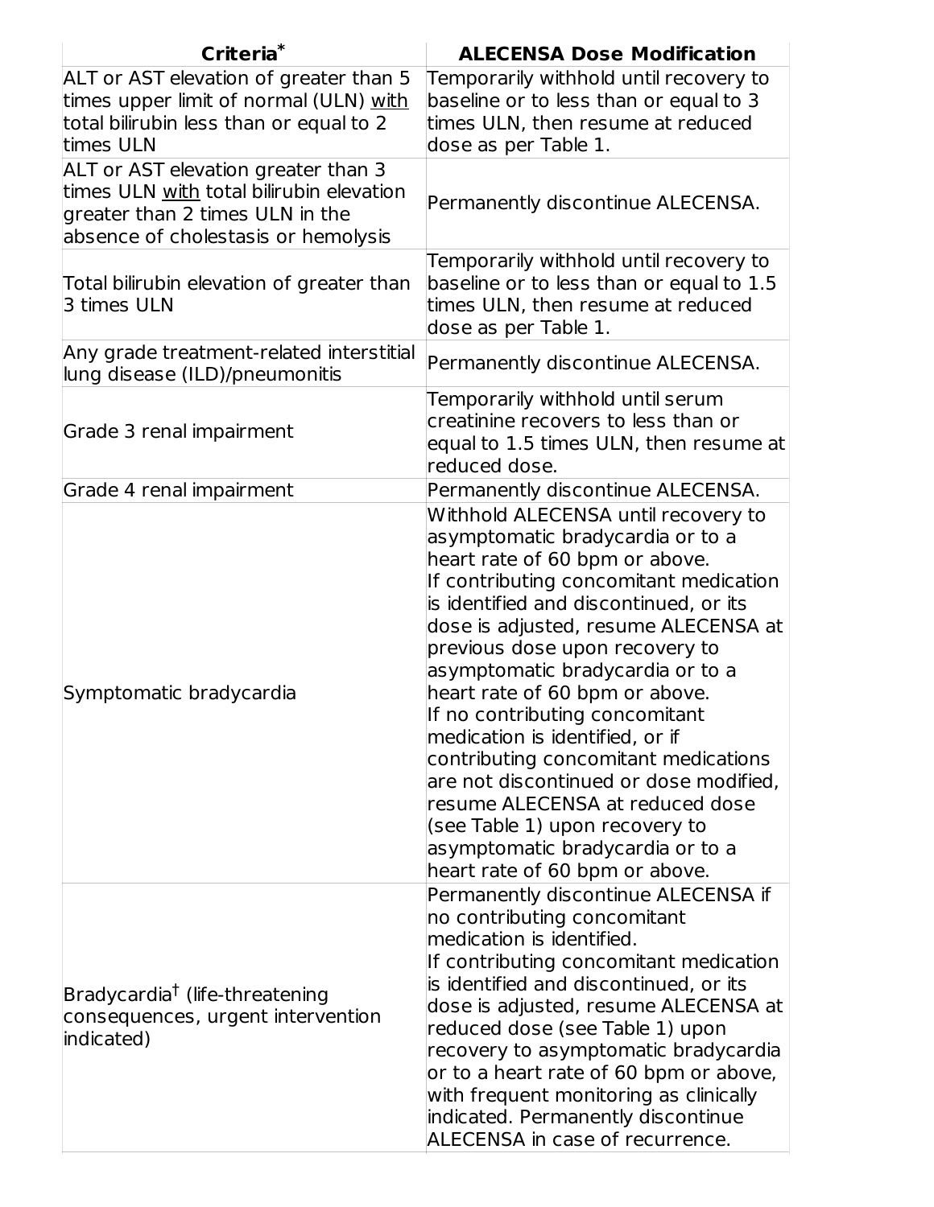| Criteria* | ALECENSA Dose Modification |
|---|---|
| ALT or AST elevation of greater than 5 times upper limit of normal (ULN) with total bilirubin less than or equal to 2 times ULN | Temporarily withhold until recovery to baseline or to less than or equal to 3 times ULN, then resume at reduced dose as per Table 1. |
| ALT or AST elevation greater than 3 times ULN with total bilirubin elevation greater than 2 times ULN in the absence of cholestasis or hemolysis | Permanently discontinue ALECENSA. |
| Total bilirubin elevation of greater than 3 times ULN | Temporarily withhold until recovery to baseline or to less than or equal to 1.5 times ULN, then resume at reduced dose as per Table 1. |
| Any grade treatment-related interstitial lung disease (ILD)/pneumonitis | Permanently discontinue ALECENSA. |
| Grade 3 renal impairment | Temporarily withhold until serum creatinine recovers to less than or equal to 1.5 times ULN, then resume at reduced dose. |
| Grade 4 renal impairment | Permanently discontinue ALECENSA. |
| Symptomatic bradycardia | Withhold ALECENSA until recovery to asymptomatic bradycardia or to a heart rate of 60 bpm or above. If contributing concomitant medication is identified and discontinued, or its dose is adjusted, resume ALECENSA at previous dose upon recovery to asymptomatic bradycardia or to a heart rate of 60 bpm or above. If no contributing concomitant medication is identified, or if contributing concomitant medications are not discontinued or dose modified, resume ALECENSA at reduced dose (see Table 1) upon recovery to asymptomatic bradycardia or to a heart rate of 60 bpm or above. |
| Bradycardia† (life-threatening consequences, urgent intervention indicated) | Permanently discontinue ALECENSA if no contributing concomitant medication is identified. If contributing concomitant medication is identified and discontinued, or its dose is adjusted, resume ALECENSA at reduced dose (see Table 1) upon recovery to asymptomatic bradycardia or to a heart rate of 60 bpm or above, with frequent monitoring as clinically indicated. Permanently discontinue ALECENSA in case of recurrence. |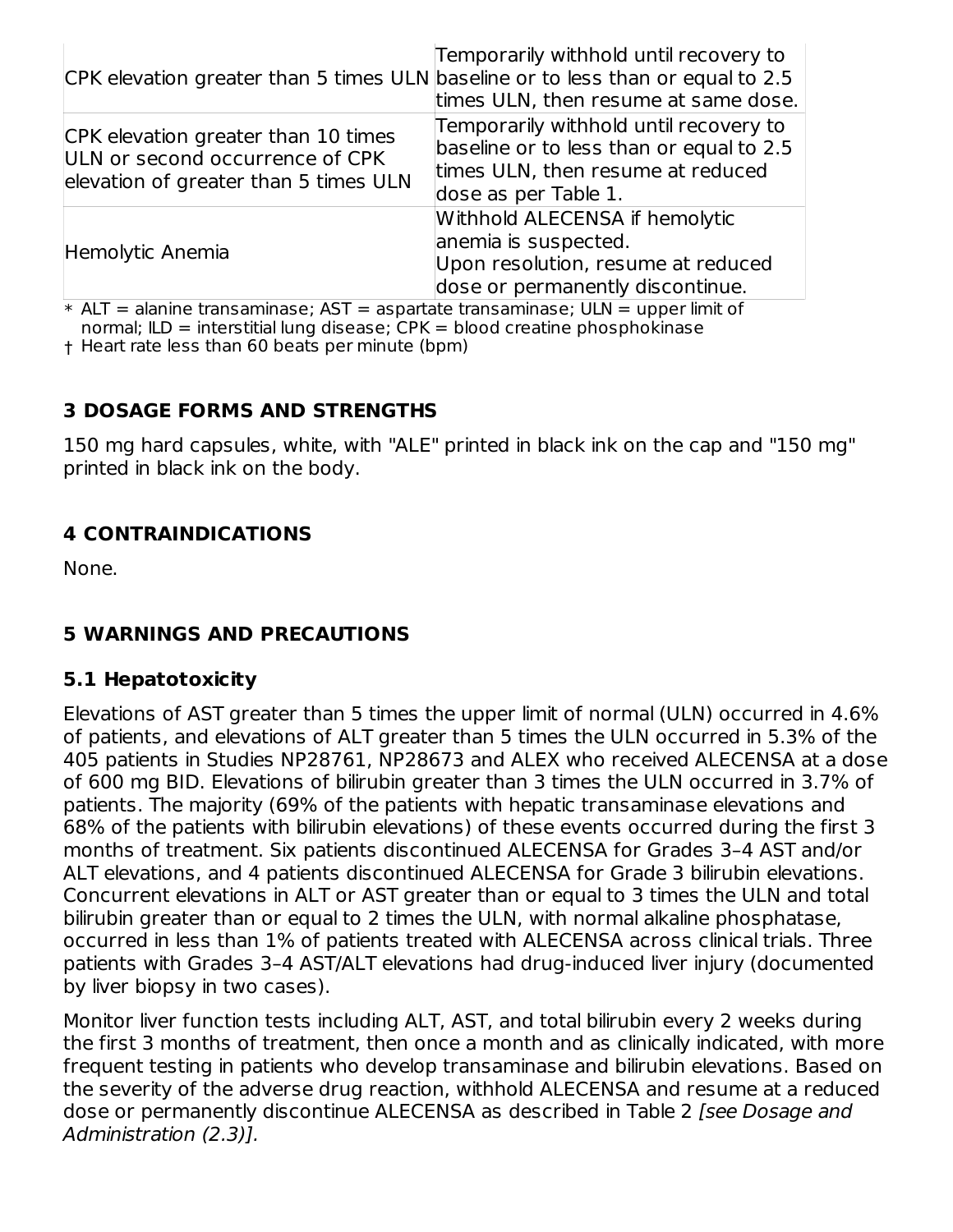| | |
|---|---|
| CPK elevation greater than 5 times ULN | Temporarily withhold until recovery to baseline or to less than or equal to 2.5 times ULN, then resume at same dose. |
| CPK elevation greater than 10 times ULN or second occurrence of CPK elevation of greater than 5 times ULN | Temporarily withhold until recovery to baseline or to less than or equal to 2.5 times ULN, then resume at reduced dose as per Table 1. |
| Hemolytic Anemia | Withhold ALECENSA if hemolytic anemia is suspected.<br>Upon resolution, resume at reduced dose or permanently discontinue. |

\* ALT = alanine transaminase; AST = aspartate transaminase; ULN = upper limit of normal; ILD = interstitial lung disease; CPK = blood creatine phosphokinase

† Heart rate less than 60 beats per minute (bpm)

## 3 DOSAGE FORMS AND STRENGTHS

150 mg hard capsules, white, with "ALE" printed in black ink on the cap and "150 mg" printed in black ink on the body.

## 4 CONTRAINDICATIONS

None.

## 5 WARNINGS AND PRECAUTIONS

### 5.1 Hepatotoxicity

Elevations of AST greater than 5 times the upper limit of normal (ULN) occurred in 4.6% of patients, and elevations of ALT greater than 5 times the ULN occurred in 5.3% of the 405 patients in Studies NP28761, NP28673 and ALEX who received ALECENSA at a dose of 600 mg BID. Elevations of bilirubin greater than 3 times the ULN occurred in 3.7% of patients. The majority (69% of the patients with hepatic transaminase elevations and 68% of the patients with bilirubin elevations) of these events occurred during the first 3 months of treatment. Six patients discontinued ALECENSA for Grades 3–4 AST and/or ALT elevations, and 4 patients discontinued ALECENSA for Grade 3 bilirubin elevations. Concurrent elevations in ALT or AST greater than or equal to 3 times the ULN and total bilirubin greater than or equal to 2 times the ULN, with normal alkaline phosphatase, occurred in less than 1% of patients treated with ALECENSA across clinical trials. Three patients with Grades 3–4 AST/ALT elevations had drug-induced liver injury (documented by liver biopsy in two cases).

Monitor liver function tests including ALT, AST, and total bilirubin every 2 weeks during the first 3 months of treatment, then once a month and as clinically indicated, with more frequent testing in patients who develop transaminase and bilirubin elevations. Based on the severity of the adverse drug reaction, withhold ALECENSA and resume at a reduced dose or permanently discontinue ALECENSA as described in Table 2 *[see Dosage and Administration (2.3)].*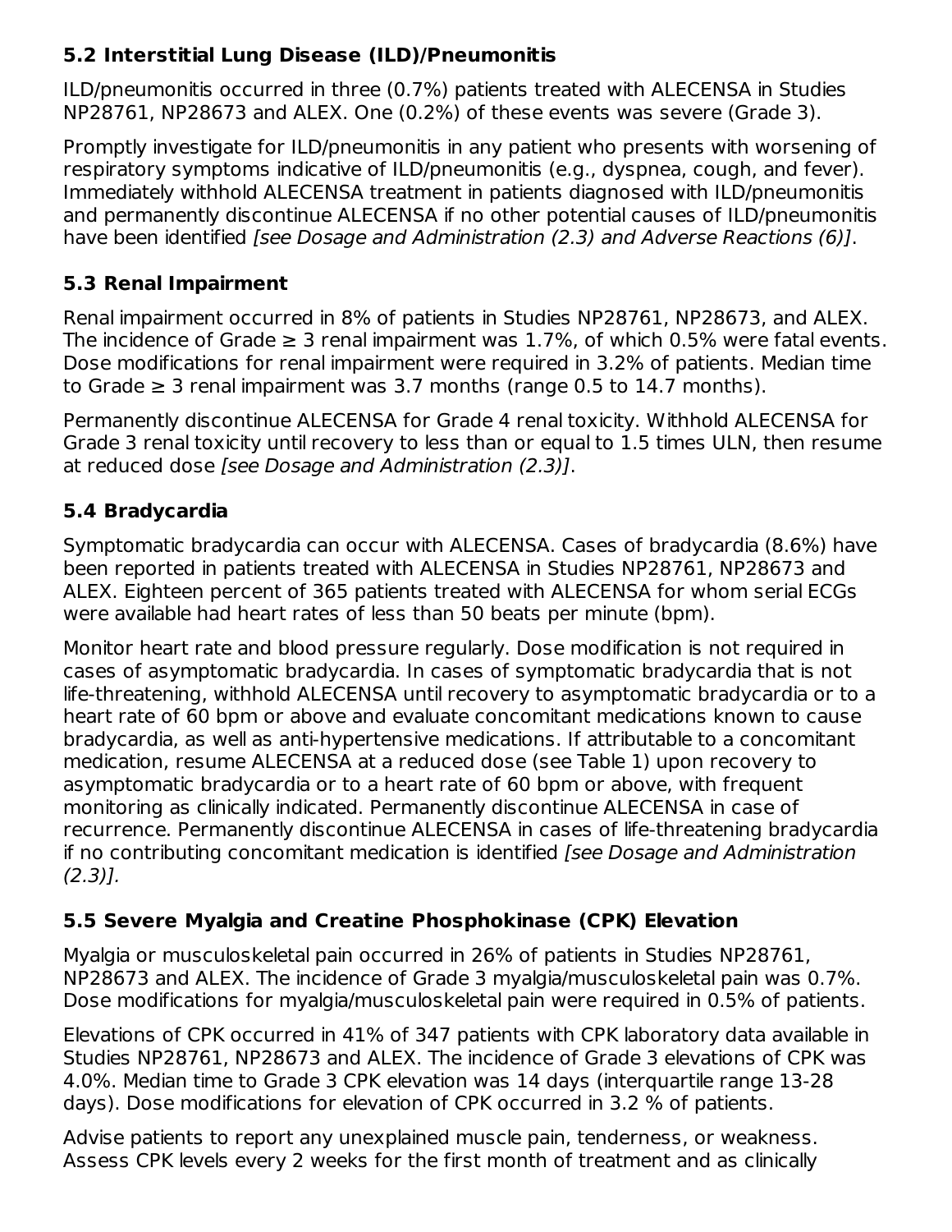### 5.2 Interstitial Lung Disease (ILD)/Pneumonitis

ILD/pneumonitis occurred in three (0.7%) patients treated with ALECENSA in Studies NP28761, NP28673 and ALEX. One (0.2%) of these events was severe (Grade 3).

Promptly investigate for ILD/pneumonitis in any patient who presents with worsening of respiratory symptoms indicative of ILD/pneumonitis (e.g., dyspnea, cough, and fever). Immediately withhold ALECENSA treatment in patients diagnosed with ILD/pneumonitis and permanently discontinue ALECENSA if no other potential causes of ILD/pneumonitis have been identified *[see Dosage and Administration (2.3) and Adverse Reactions (6)]*.

### 5.3 Renal Impairment

Renal impairment occurred in 8% of patients in Studies NP28761, NP28673, and ALEX. The incidence of Grade ≥ 3 renal impairment was 1.7%, of which 0.5% were fatal events. Dose modifications for renal impairment were required in 3.2% of patients. Median time to Grade ≥ 3 renal impairment was 3.7 months (range 0.5 to 14.7 months).

Permanently discontinue ALECENSA for Grade 4 renal toxicity. Withhold ALECENSA for Grade 3 renal toxicity until recovery to less than or equal to 1.5 times ULN, then resume at reduced dose *[see Dosage and Administration (2.3)]*.

### 5.4 Bradycardia

Symptomatic bradycardia can occur with ALECENSA. Cases of bradycardia (8.6%) have been reported in patients treated with ALECENSA in Studies NP28761, NP28673 and ALEX. Eighteen percent of 365 patients treated with ALECENSA for whom serial ECGs were available had heart rates of less than 50 beats per minute (bpm).

Monitor heart rate and blood pressure regularly. Dose modification is not required in cases of asymptomatic bradycardia. In cases of symptomatic bradycardia that is not life-threatening, withhold ALECENSA until recovery to asymptomatic bradycardia or to a heart rate of 60 bpm or above and evaluate concomitant medications known to cause bradycardia, as well as anti-hypertensive medications. If attributable to a concomitant medication, resume ALECENSA at a reduced dose (see Table 1) upon recovery to asymptomatic bradycardia or to a heart rate of 60 bpm or above, with frequent monitoring as clinically indicated. Permanently discontinue ALECENSA in case of recurrence. Permanently discontinue ALECENSA in cases of life-threatening bradycardia if no contributing concomitant medication is identified *[see Dosage and Administration (2.3)]*.

### 5.5 Severe Myalgia and Creatine Phosphokinase (CPK) Elevation

Myalgia or musculoskeletal pain occurred in 26% of patients in Studies NP28761, NP28673 and ALEX. The incidence of Grade 3 myalgia/musculoskeletal pain was 0.7%. Dose modifications for myalgia/musculoskeletal pain were required in 0.5% of patients.

Elevations of CPK occurred in 41% of 347 patients with CPK laboratory data available in Studies NP28761, NP28673 and ALEX. The incidence of Grade 3 elevations of CPK was 4.0%. Median time to Grade 3 CPK elevation was 14 days (interquartile range 13-28 days). Dose modifications for elevation of CPK occurred in 3.2 % of patients.

Advise patients to report any unexplained muscle pain, tenderness, or weakness. Assess CPK levels every 2 weeks for the first month of treatment and as clinically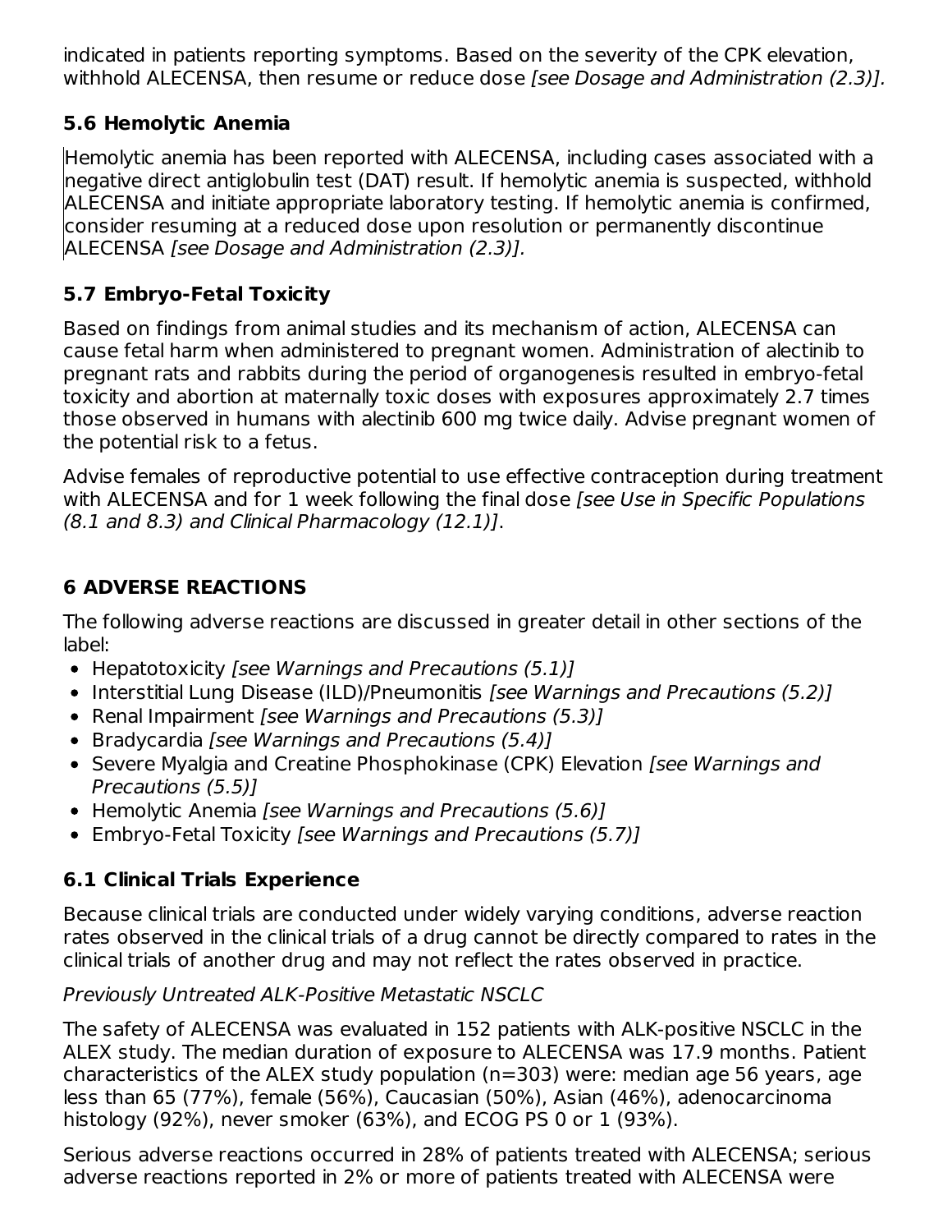indicated in patients reporting symptoms. Based on the severity of the CPK elevation, withhold ALECENSA, then resume or reduce dose *[see Dosage and Administration (2.3)].*

### 5.6 Hemolytic Anemia

Hemolytic anemia has been reported with ALECENSA, including cases associated with a negative direct antiglobulin test (DAT) result. If hemolytic anemia is suspected, withhold ALECENSA and initiate appropriate laboratory testing. If hemolytic anemia is confirmed, consider resuming at a reduced dose upon resolution or permanently discontinue ALECENSA *[see Dosage and Administration (2.3)].*

### 5.7 Embryo-Fetal Toxicity

Based on findings from animal studies and its mechanism of action, ALECENSA can cause fetal harm when administered to pregnant women. Administration of alectinib to pregnant rats and rabbits during the period of organogenesis resulted in embryo-fetal toxicity and abortion at maternally toxic doses with exposures approximately 2.7 times those observed in humans with alectinib 600 mg twice daily. Advise pregnant women of the potential risk to a fetus.

Advise females of reproductive potential to use effective contraception during treatment with ALECENSA and for 1 week following the final dose *[see Use in Specific Populations (8.1 and 8.3) and Clinical Pharmacology (12.1)]*.

## 6 ADVERSE REACTIONS

The following adverse reactions are discussed in greater detail in other sections of the label:

- Hepatotoxicity *[see Warnings and Precautions (5.1)]*
- Interstitial Lung Disease (ILD)/Pneumonitis *[see Warnings and Precautions (5.2)]*
- Renal Impairment *[see Warnings and Precautions (5.3)]*
- Bradycardia *[see Warnings and Precautions (5.4)]*
- Severe Myalgia and Creatine Phosphokinase (CPK) Elevation *[see Warnings and Precautions (5.5)]*
- Hemolytic Anemia *[see Warnings and Precautions (5.6)]*
- Embryo-Fetal Toxicity *[see Warnings and Precautions (5.7)]*

### 6.1 Clinical Trials Experience

Because clinical trials are conducted under widely varying conditions, adverse reaction rates observed in the clinical trials of a drug cannot be directly compared to rates in the clinical trials of another drug and may not reflect the rates observed in practice.

*Previously Untreated ALK-Positive Metastatic NSCLC*

The safety of ALECENSA was evaluated in 152 patients with ALK-positive NSCLC in the ALEX study. The median duration of exposure to ALECENSA was 17.9 months. Patient characteristics of the ALEX study population (n=303) were: median age 56 years, age less than 65 (77%), female (56%), Caucasian (50%), Asian (46%), adenocarcinoma histology (92%), never smoker (63%), and ECOG PS 0 or 1 (93%).

Serious adverse reactions occurred in 28% of patients treated with ALECENSA; serious adverse reactions reported in 2% or more of patients treated with ALECENSA were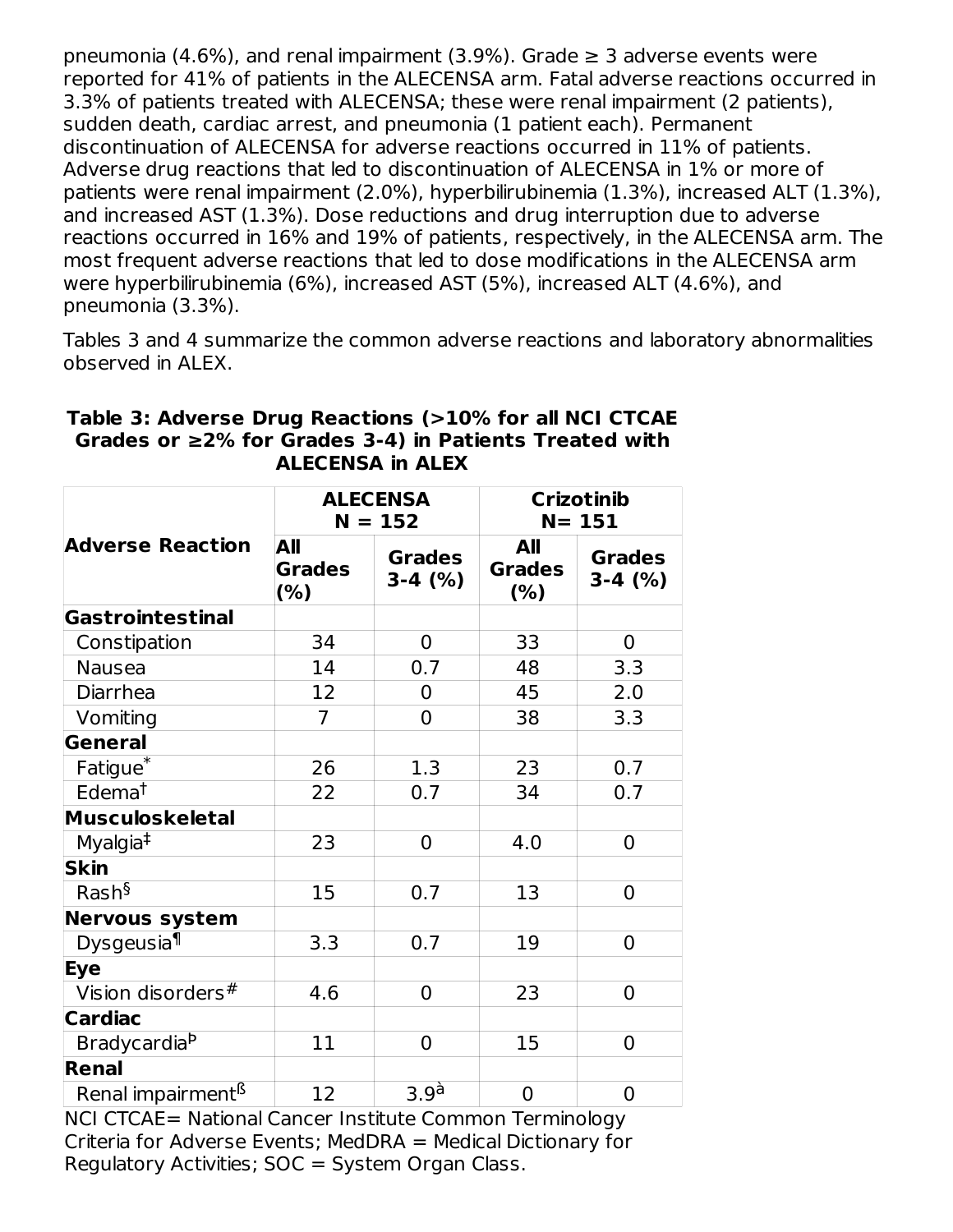pneumonia (4.6%), and renal impairment (3.9%). Grade ≥ 3 adverse events were reported for 41% of patients in the ALECENSA arm. Fatal adverse reactions occurred in 3.3% of patients treated with ALECENSA; these were renal impairment (2 patients), sudden death, cardiac arrest, and pneumonia (1 patient each). Permanent discontinuation of ALECENSA for adverse reactions occurred in 11% of patients. Adverse drug reactions that led to discontinuation of ALECENSA in 1% or more of patients were renal impairment (2.0%), hyperbilirubinemia (1.3%), increased ALT (1.3%), and increased AST (1.3%). Dose reductions and drug interruption due to adverse reactions occurred in 16% and 19% of patients, respectively, in the ALECENSA arm. The most frequent adverse reactions that led to dose modifications in the ALECENSA arm were hyperbilirubinemia (6%), increased AST (5%), increased ALT (4.6%), and pneumonia (3.3%).

Tables 3 and 4 summarize the common adverse reactions and laboratory abnormalities observed in ALEX.

**Table 3: Adverse Drug Reactions (>10% for all NCI CTCAE Grades or ≥2% for Grades 3-4) in Patients Treated with ALECENSA in ALEX**

| Adverse Reaction | ALECENSA N = 152 | | Crizotinib N= 151 | |
|---|---|---|---|---|
| | All Grades (%) | Grades 3-4 (%) | All Grades (%) | Grades 3-4 (%) |
| **Gastrointestinal** | | | | |
| Constipation | 34 | 0 | 33 | 0 |
| Nausea | 14 | 0.7 | 48 | 3.3 |
| Diarrhea | 12 | 0 | 45 | 2.0 |
| Vomiting | 7 | 0 | 38 | 3.3 |
| **General** | | | | |
| Fatigue* | 26 | 1.3 | 23 | 0.7 |
| Edema† | 22 | 0.7 | 34 | 0.7 |
| **Musculoskeletal** | | | | |
| Myalgia‡ | 23 | 0 | 4.0 | 0 |
| **Skin** | | | | |
| Rash§ | 15 | 0.7 | 13 | 0 |
| **Nervous system** | | | | |
| Dysgeusia¶ | 3.3 | 0.7 | 19 | 0 |
| **Eye** | | | | |
| Vision disorders# | 4.6 | 0 | 23 | 0 |
| **Cardiac** | | | | |
| Bradycardiaᵇ | 11 | 0 | 15 | 0 |
| **Renal** | | | | |
| Renal impairmentß | 12 | 3.9à | 0 | 0 |

NCI CTCAE= National Cancer Institute Common Terminology Criteria for Adverse Events; MedDRA = Medical Dictionary for Regulatory Activities; SOC = System Organ Class.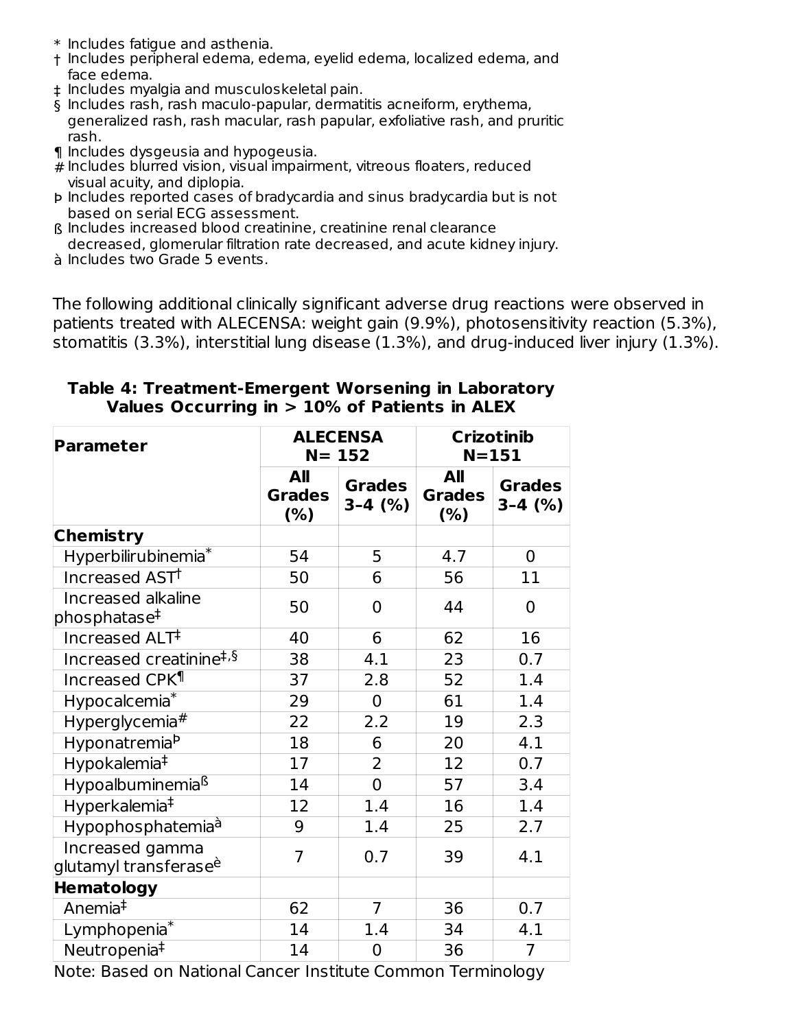\* Includes fatigue and asthenia.
† Includes peripheral edema, edema, eyelid edema, localized edema, and face edema.
‡ Includes myalgia and musculoskeletal pain.
§ Includes rash, rash maculo-papular, dermatitis acneiform, erythema, generalized rash, rash macular, rash papular, exfoliative rash, and pruritic rash.
¶ Includes dysgeusia and hypogeusia.
\# Includes blurred vision, visual impairment, vitreous floaters, reduced visual acuity, and diplopia.
Þ Includes reported cases of bradycardia and sinus bradycardia but is not based on serial ECG assessment.
ß Includes increased blood creatinine, creatinine renal clearance decreased, glomerular filtration rate decreased, and acute kidney injury.
à Includes two Grade 5 events.

The following additional clinically significant adverse drug reactions were observed in patients treated with ALECENSA: weight gain (9.9%), photosensitivity reaction (5.3%), stomatitis (3.3%), interstitial lung disease (1.3%), and drug-induced liver injury (1.3%).

**Table 4: Treatment-Emergent Worsening in Laboratory Values Occurring in > 10% of Patients in ALEX**

| Parameter | ALECENSA N= 152 | | Crizotinib N=151 | |
|---|---|---|---|---|
| | All Grades (%) | Grades 3–4 (%) | All Grades (%) | Grades 3–4 (%) |
| **Chemistry** | | | | |
| Hyperbilirubinemia* | 54 | 5 | 4.7 | 0 |
| Increased AST† | 50 | 6 | 56 | 11 |
| Increased alkaline phosphatase‡ | 50 | 0 | 44 | 0 |
| Increased ALT‡ | 40 | 6 | 62 | 16 |
| Increased creatinine‡,§ | 38 | 4.1 | 23 | 0.7 |
| Increased CPK¶ | 37 | 2.8 | 52 | 1.4 |
| Hypocalcemia* | 29 | 0 | 61 | 1.4 |
| Hyperglycemia# | 22 | 2.2 | 19 | 2.3 |
| HyponatremiaÞ | 18 | 6 | 20 | 4.1 |
| Hypokalemia‡ | 17 | 2 | 12 | 0.7 |
| Hypoalbuminemiaß | 14 | 0 | 57 | 3.4 |
| Hyperkalemia‡ | 12 | 1.4 | 16 | 1.4 |
| Hypophosphatemiaà | 9 | 1.4 | 25 | 2.7 |
| Increased gamma glutamyl transferaseè | 7 | 0.7 | 39 | 4.1 |
| **Hematology** | | | | |
| Anemia‡ | 62 | 7 | 36 | 0.7 |
| Lymphopenia* | 14 | 1.4 | 34 | 4.1 |
| Neutropenia‡ | 14 | 0 | 36 | 7 |

Note: Based on National Cancer Institute Common Terminology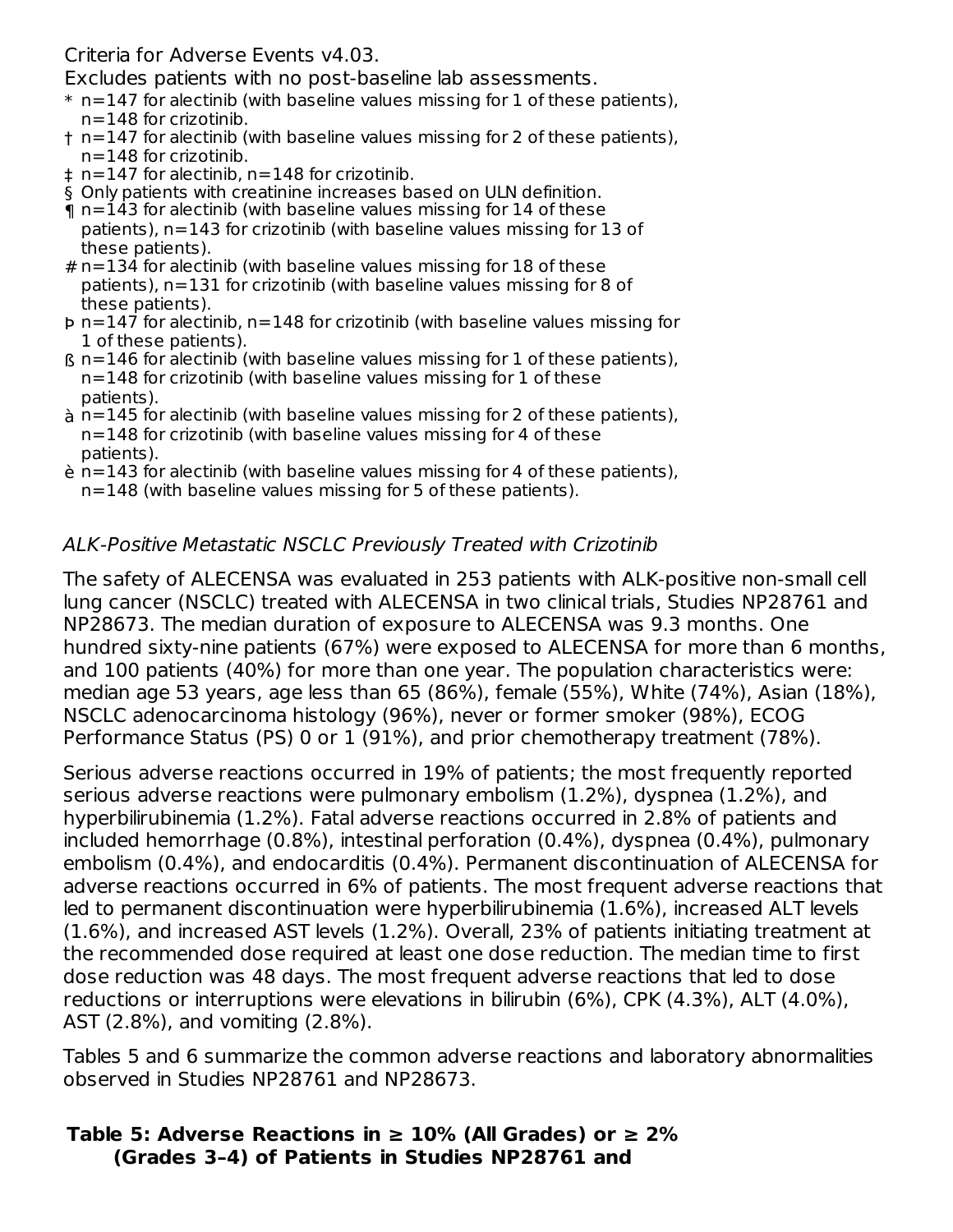Criteria for Adverse Events v4.03.

Excludes patients with no post-baseline lab assessments.

* n=147 for alectinib (with baseline values missing for 1 of these patients), n=148 for crizotinib.

† n=147 for alectinib (with baseline values missing for 2 of these patients), n=148 for crizotinib.

‡ n=147 for alectinib, n=148 for crizotinib.

§ Only patients with creatinine increases based on ULN definition.

¶ n=143 for alectinib (with baseline values missing for 14 of these patients), n=143 for crizotinib (with baseline values missing for 13 of these patients).

# n=134 for alectinib (with baseline values missing for 18 of these patients), n=131 for crizotinib (with baseline values missing for 8 of these patients).

Þ n=147 for alectinib, n=148 for crizotinib (with baseline values missing for 1 of these patients).

ß n=146 for alectinib (with baseline values missing for 1 of these patients), n=148 for crizotinib (with baseline values missing for 1 of these patients).

à n=145 for alectinib (with baseline values missing for 2 of these patients), n=148 for crizotinib (with baseline values missing for 4 of these patients).

è n=143 for alectinib (with baseline values missing for 4 of these patients), n=148 (with baseline values missing for 5 of these patients).

*ALK-Positive Metastatic NSCLC Previously Treated with Crizotinib*

The safety of ALECENSA was evaluated in 253 patients with ALK-positive non-small cell lung cancer (NSCLC) treated with ALECENSA in two clinical trials, Studies NP28761 and NP28673. The median duration of exposure to ALECENSA was 9.3 months. One hundred sixty-nine patients (67%) were exposed to ALECENSA for more than 6 months, and 100 patients (40%) for more than one year. The population characteristics were: median age 53 years, age less than 65 (86%), female (55%), White (74%), Asian (18%), NSCLC adenocarcinoma histology (96%), never or former smoker (98%), ECOG Performance Status (PS) 0 or 1 (91%), and prior chemotherapy treatment (78%).

Serious adverse reactions occurred in 19% of patients; the most frequently reported serious adverse reactions were pulmonary embolism (1.2%), dyspnea (1.2%), and hyperbilirubinemia (1.2%). Fatal adverse reactions occurred in 2.8% of patients and included hemorrhage (0.8%), intestinal perforation (0.4%), dyspnea (0.4%), pulmonary embolism (0.4%), and endocarditis (0.4%). Permanent discontinuation of ALECENSA for adverse reactions occurred in 6% of patients. The most frequent adverse reactions that led to permanent discontinuation were hyperbilirubinemia (1.6%), increased ALT levels (1.6%), and increased AST levels (1.2%). Overall, 23% of patients initiating treatment at the recommended dose required at least one dose reduction. The median time to first dose reduction was 48 days. The most frequent adverse reactions that led to dose reductions or interruptions were elevations in bilirubin (6%), CPK (4.3%), ALT (4.0%), AST (2.8%), and vomiting (2.8%).

Tables 5 and 6 summarize the common adverse reactions and laboratory abnormalities observed in Studies NP28761 and NP28673.

**Table 5: Adverse Reactions in ≥ 10% (All Grades) or ≥ 2% (Grades 3–4) of Patients in Studies NP28761 and**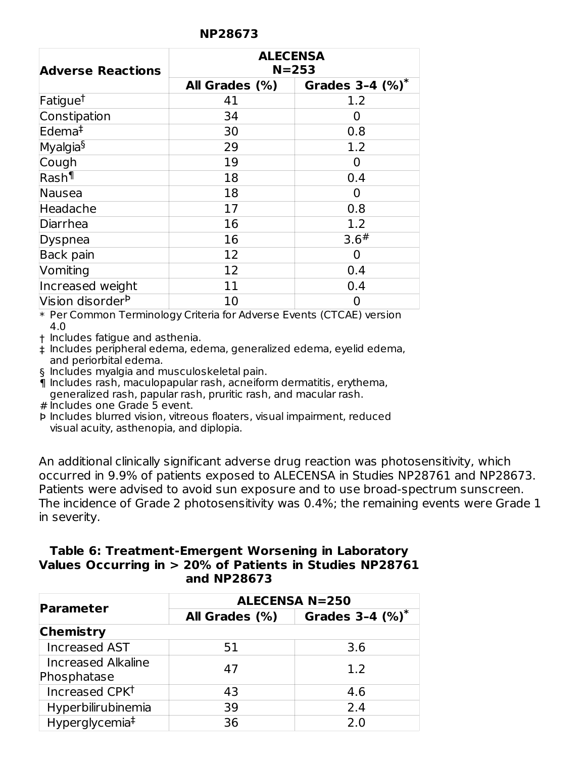**NP28673**

| Adverse Reactions | ALECENSA N=253 | |
|---|---|---|
| | All Grades (%) | Grades 3–4 (%)* |
| Fatigue† | 41 | 1.2 |
| Constipation | 34 | 0 |
| Edema‡ | 30 | 0.8 |
| Myalgia§ | 29 | 1.2 |
| Cough | 19 | 0 |
| Rash¶ | 18 | 0.4 |
| Nausea | 18 | 0 |
| Headache | 17 | 0.8 |
| Diarrhea | 16 | 1.2 |
| Dyspnea | 16 | 3.6# |
| Back pain | 12 | 0 |
| Vomiting | 12 | 0.4 |
| Increased weight | 11 | 0.4 |
| Vision disorderÞ | 10 | 0 |

* Per Common Terminology Criteria for Adverse Events (CTCAE) version 4.0
† Includes fatigue and asthenia.
‡ Includes peripheral edema, edema, generalized edema, eyelid edema, and periorbital edema.
§ Includes myalgia and musculoskeletal pain.
¶ Includes rash, maculopapular rash, acneiform dermatitis, erythema, generalized rash, papular rash, pruritic rash, and macular rash.
# Includes one Grade 5 event.
Þ Includes blurred vision, vitreous floaters, visual impairment, reduced visual acuity, asthenopia, and diplopia.

An additional clinically significant adverse drug reaction was photosensitivity, which occurred in 9.9% of patients exposed to ALECENSA in Studies NP28761 and NP28673. Patients were advised to avoid sun exposure and to use broad-spectrum sunscreen. The incidence of Grade 2 photosensitivity was 0.4%; the remaining events were Grade 1 in severity.

**Table 6: Treatment-Emergent Worsening in Laboratory Values Occurring in > 20% of Patients in Studies NP28761 and NP28673**

| Parameter | ALECENSA N=250 | |
|---|---|---|
| | All Grades (%) | Grades 3–4 (%)* |
| **Chemistry** | | |
| Increased AST | 51 | 3.6 |
| Increased Alkaline Phosphatase | 47 | 1.2 |
| Increased CPK† | 43 | 4.6 |
| Hyperbilirubinemia | 39 | 2.4 |
| Hyperglycemia‡ | 36 | 2.0 |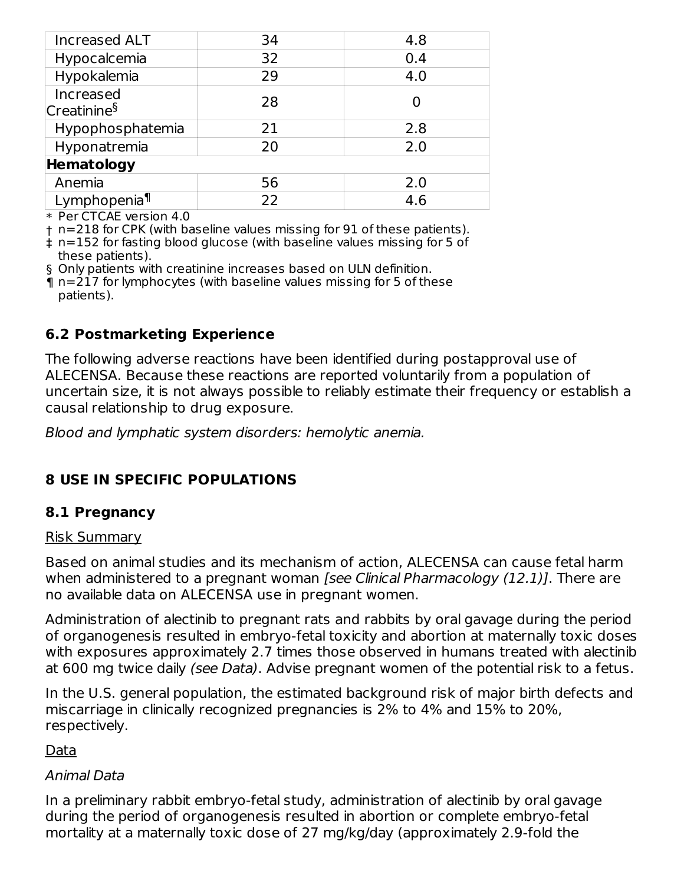| | | |
|---|---|---|
| Increased ALT | 34 | 4.8 |
| Hypocalcemia | 32 | 0.4 |
| Hypokalemia | 29 | 4.0 |
| Increased Creatinine§ | 28 | 0 |
| Hypophosphatemia | 21 | 2.8 |
| Hyponatremia | 20 | 2.0 |
| **Hematology** | | |
| Anemia | 56 | 2.0 |
| Lymphopenia¶ | 22 | 4.6 |

\* Per CTCAE version 4.0

† n=218 for CPK (with baseline values missing for 91 of these patients).

‡ n=152 for fasting blood glucose (with baseline values missing for 5 of these patients).

§ Only patients with creatinine increases based on ULN definition.

¶ n=217 for lymphocytes (with baseline values missing for 5 of these patients).

### 6.2 Postmarketing Experience

The following adverse reactions have been identified during postapproval use of ALECENSA. Because these reactions are reported voluntarily from a population of uncertain size, it is not always possible to reliably estimate their frequency or establish a causal relationship to drug exposure.

*Blood and lymphatic system disorders: hemolytic anemia.*

## 8 USE IN SPECIFIC POPULATIONS

### 8.1 Pregnancy

Risk Summary

Based on animal studies and its mechanism of action, ALECENSA can cause fetal harm when administered to a pregnant woman *[see Clinical Pharmacology (12.1)]*. There are no available data on ALECENSA use in pregnant women.

Administration of alectinib to pregnant rats and rabbits by oral gavage during the period of organogenesis resulted in embryo-fetal toxicity and abortion at maternally toxic doses with exposures approximately 2.7 times those observed in humans treated with alectinib at 600 mg twice daily *(see Data)*. Advise pregnant women of the potential risk to a fetus.

In the U.S. general population, the estimated background risk of major birth defects and miscarriage in clinically recognized pregnancies is 2% to 4% and 15% to 20%, respectively.

Data

*Animal Data*

In a preliminary rabbit embryo-fetal study, administration of alectinib by oral gavage during the period of organogenesis resulted in abortion or complete embryo-fetal mortality at a maternally toxic dose of 27 mg/kg/day (approximately 2.9-fold the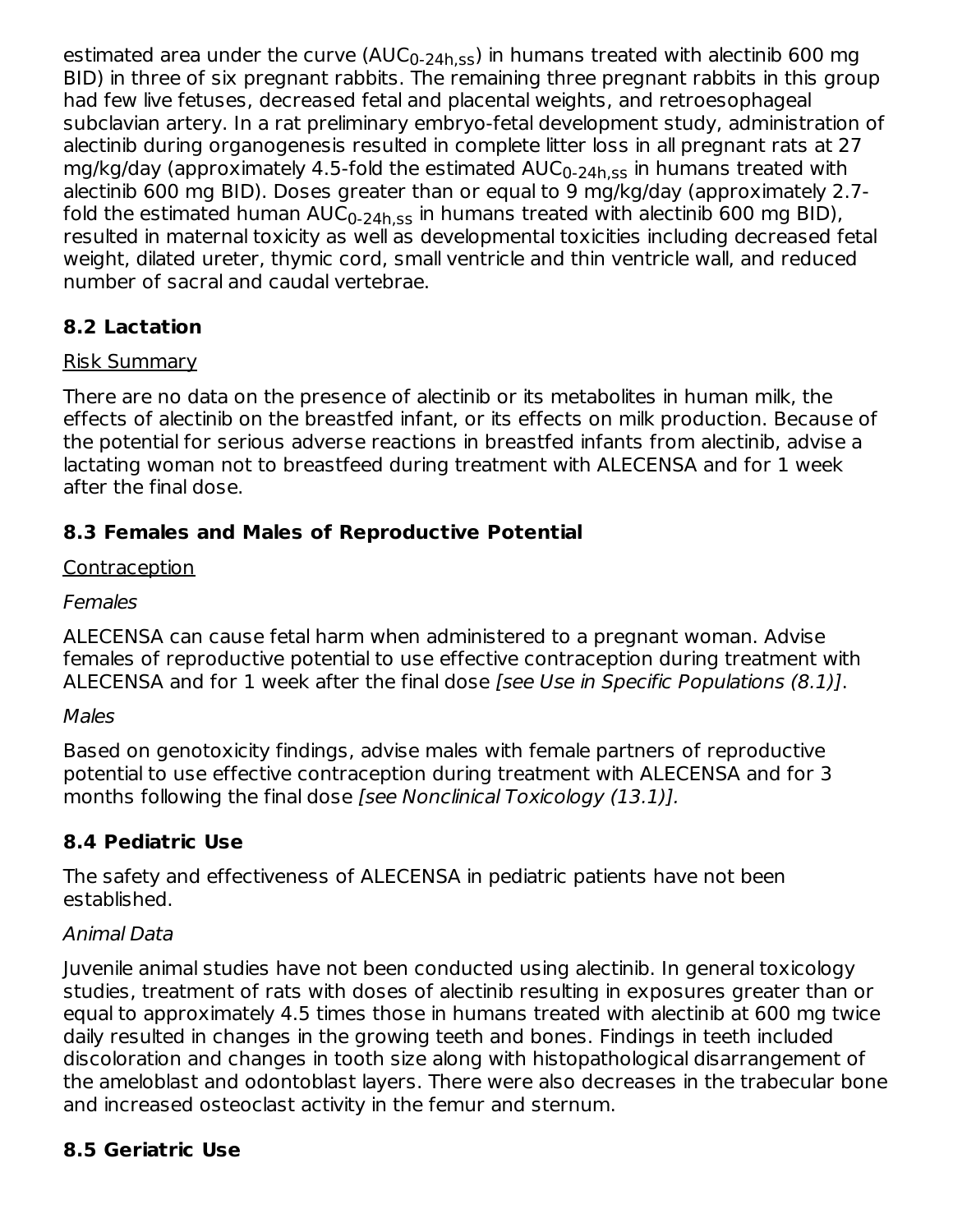estimated area under the curve ($AUC_{0\text{-}24h,ss}$) in humans treated with alectinib 600 mg BID) in three of six pregnant rabbits. The remaining three pregnant rabbits in this group had few live fetuses, decreased fetal and placental weights, and retroesophageal subclavian artery. In a rat preliminary embryo-fetal development study, administration of alectinib during organogenesis resulted in complete litter loss in all pregnant rats at 27 mg/kg/day (approximately 4.5-fold the estimated $AUC_{0\text{-}24h,ss}$ in humans treated with alectinib 600 mg BID). Doses greater than or equal to 9 mg/kg/day (approximately 2.7-fold the estimated human $AUC_{0\text{-}24h,ss}$ in humans treated with alectinib 600 mg BID), resulted in maternal toxicity as well as developmental toxicities including decreased fetal weight, dilated ureter, thymic cord, small ventricle and thin ventricle wall, and reduced number of sacral and caudal vertebrae.

## 8.2 Lactation

Risk Summary

There are no data on the presence of alectinib or its metabolites in human milk, the effects of alectinib on the breastfed infant, or its effects on milk production. Because of the potential for serious adverse reactions in breastfed infants from alectinib, advise a lactating woman not to breastfeed during treatment with ALECENSA and for 1 week after the final dose.

## 8.3 Females and Males of Reproductive Potential

Contraception

*Females*

ALECENSA can cause fetal harm when administered to a pregnant woman. Advise females of reproductive potential to use effective contraception during treatment with ALECENSA and for 1 week after the final dose *[see Use in Specific Populations (8.1)]*.

*Males*

Based on genotoxicity findings, advise males with female partners of reproductive potential to use effective contraception during treatment with ALECENSA and for 3 months following the final dose *[see Nonclinical Toxicology (13.1)].*

## 8.4 Pediatric Use

The safety and effectiveness of ALECENSA in pediatric patients have not been established.

*Animal Data*

Juvenile animal studies have not been conducted using alectinib. In general toxicology studies, treatment of rats with doses of alectinib resulting in exposures greater than or equal to approximately 4.5 times those in humans treated with alectinib at 600 mg twice daily resulted in changes in the growing teeth and bones. Findings in teeth included discoloration and changes in tooth size along with histopathological disarrangement of the ameloblast and odontoblast layers. There were also decreases in the trabecular bone and increased osteoclast activity in the femur and sternum.

## 8.5 Geriatric Use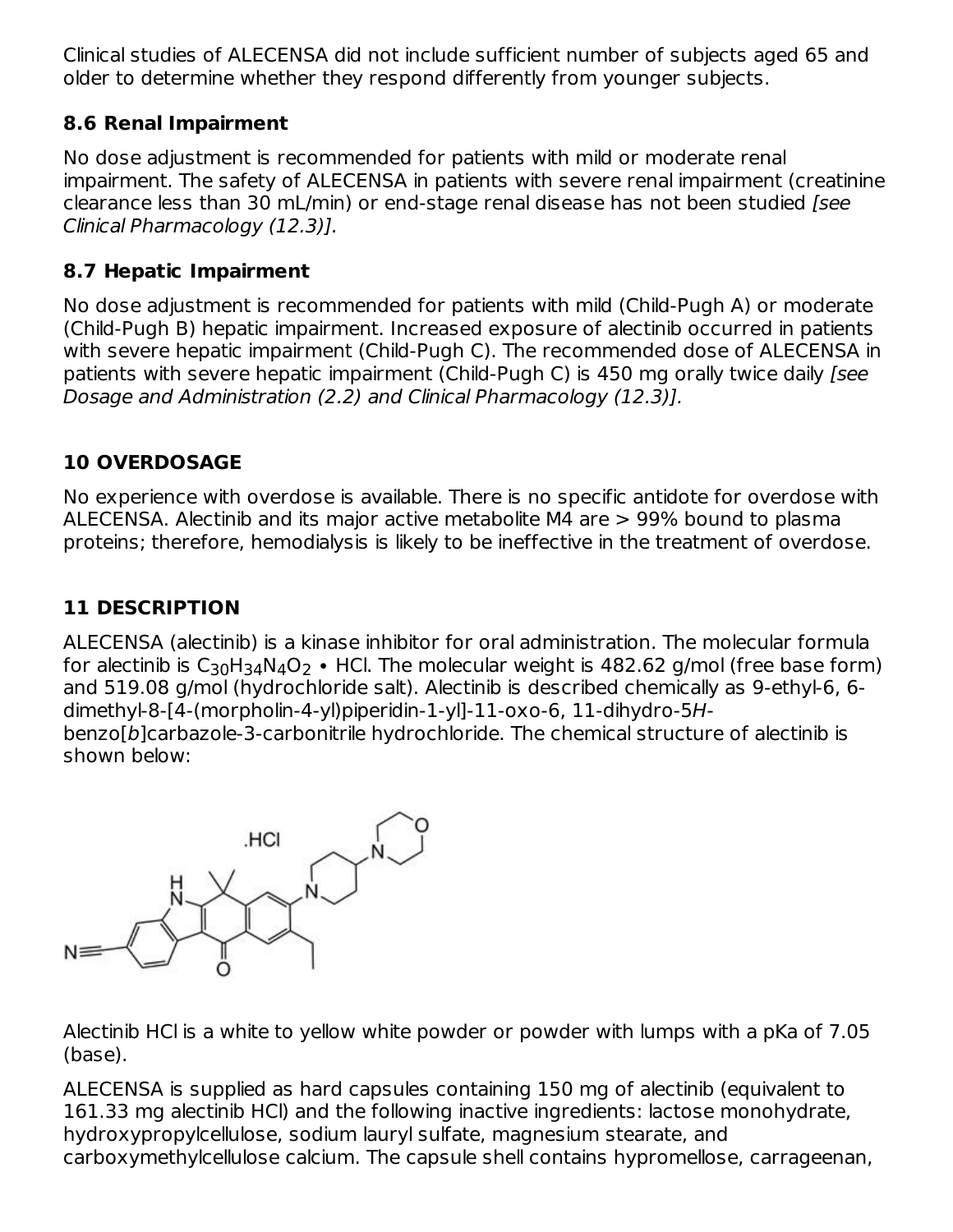Clinical studies of ALECENSA did not include sufficient number of subjects aged 65 and older to determine whether they respond differently from younger subjects.

### 8.6 Renal Impairment

No dose adjustment is recommended for patients with mild or moderate renal impairment. The safety of ALECENSA in patients with severe renal impairment (creatinine clearance less than 30 mL/min) or end-stage renal disease has not been studied *[see Clinical Pharmacology (12.3)]*.

### 8.7 Hepatic Impairment

No dose adjustment is recommended for patients with mild (Child-Pugh A) or moderate (Child-Pugh B) hepatic impairment. Increased exposure of alectinib occurred in patients with severe hepatic impairment (Child-Pugh C). The recommended dose of ALECENSA in patients with severe hepatic impairment (Child-Pugh C) is 450 mg orally twice daily *[see Dosage and Administration (2.2) and Clinical Pharmacology (12.3)]*.

## 10 OVERDOSAGE

No experience with overdose is available. There is no specific antidote for overdose with ALECENSA. Alectinib and its major active metabolite M4 are > 99% bound to plasma proteins; therefore, hemodialysis is likely to be ineffective in the treatment of overdose.

## 11 DESCRIPTION

ALECENSA (alectinib) is a kinase inhibitor for oral administration. The molecular formula for alectinib is $C_{30}H_{34}N_4O_2$ • HCl. The molecular weight is 482.62 g/mol (free base form) and 519.08 g/mol (hydrochloride salt). Alectinib is described chemically as 9-ethyl-6, 6-dimethyl-8-[4-(morpholin-4-yl)piperidin-1-yl]-11-oxo-6, 11-dihydro-5*H*-benzo[*b*]carbazole-3-carbonitrile hydrochloride. The chemical structure of alectinib is shown below:

Alectinib HCl is a white to yellow white powder or powder with lumps with a pKa of 7.05 (base).

ALECENSA is supplied as hard capsules containing 150 mg of alectinib (equivalent to 161.33 mg alectinib HCl) and the following inactive ingredients: lactose monohydrate, hydroxypropylcellulose, sodium lauryl sulfate, magnesium stearate, and carboxymethylcellulose calcium. The capsule shell contains hypromellose, carrageenan,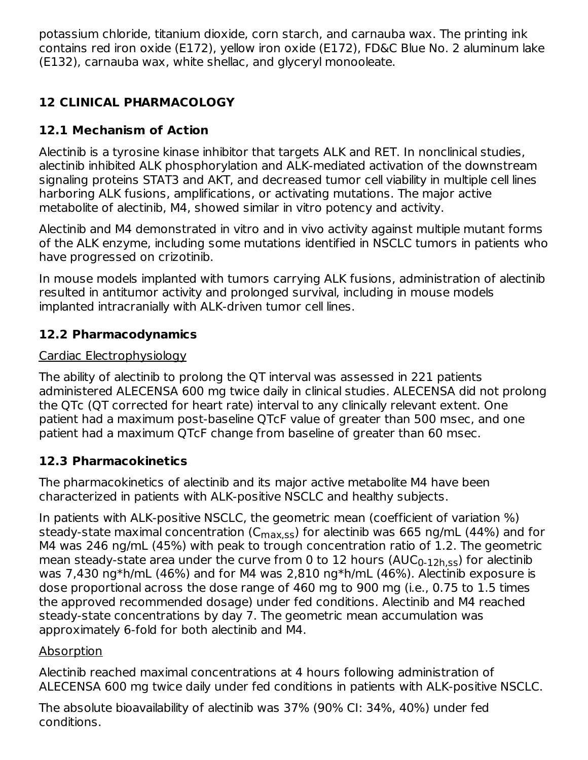potassium chloride, titanium dioxide, corn starch, and carnauba wax. The printing ink contains red iron oxide (E172), yellow iron oxide (E172), FD&C Blue No. 2 aluminum lake (E132), carnauba wax, white shellac, and glyceryl monooleate.

## 12 CLINICAL PHARMACOLOGY

### 12.1 Mechanism of Action

Alectinib is a tyrosine kinase inhibitor that targets ALK and RET. In nonclinical studies, alectinib inhibited ALK phosphorylation and ALK-mediated activation of the downstream signaling proteins STAT3 and AKT, and decreased tumor cell viability in multiple cell lines harboring ALK fusions, amplifications, or activating mutations. The major active metabolite of alectinib, M4, showed similar in vitro potency and activity.

Alectinib and M4 demonstrated in vitro and in vivo activity against multiple mutant forms of the ALK enzyme, including some mutations identified in NSCLC tumors in patients who have progressed on crizotinib.

In mouse models implanted with tumors carrying ALK fusions, administration of alectinib resulted in antitumor activity and prolonged survival, including in mouse models implanted intracranially with ALK-driven tumor cell lines.

### 12.2 Pharmacodynamics

Cardiac Electrophysiology

The ability of alectinib to prolong the QT interval was assessed in 221 patients administered ALECENSA 600 mg twice daily in clinical studies. ALECENSA did not prolong the QTc (QT corrected for heart rate) interval to any clinically relevant extent. One patient had a maximum post-baseline QTcF value of greater than 500 msec, and one patient had a maximum QTcF change from baseline of greater than 60 msec.

### 12.3 Pharmacokinetics

The pharmacokinetics of alectinib and its major active metabolite M4 have been characterized in patients with ALK-positive NSCLC and healthy subjects.

In patients with ALK-positive NSCLC, the geometric mean (coefficient of variation %) steady-state maximal concentration ($C_{max,ss}$) for alectinib was 665 ng/mL (44%) and for M4 was 246 ng/mL (45%) with peak to trough concentration ratio of 1.2. The geometric mean steady-state area under the curve from 0 to 12 hours ($AUC_{0\text{-}12h,ss}$) for alectinib was 7,430 ng*h/mL (46%) and for M4 was 2,810 ng*h/mL (46%). Alectinib exposure is dose proportional across the dose range of 460 mg to 900 mg (i.e., 0.75 to 1.5 times the approved recommended dosage) under fed conditions. Alectinib and M4 reached steady-state concentrations by day 7. The geometric mean accumulation was approximately 6-fold for both alectinib and M4.

Absorption

Alectinib reached maximal concentrations at 4 hours following administration of ALECENSA 600 mg twice daily under fed conditions in patients with ALK-positive NSCLC.

The absolute bioavailability of alectinib was 37% (90% CI: 34%, 40%) under fed conditions.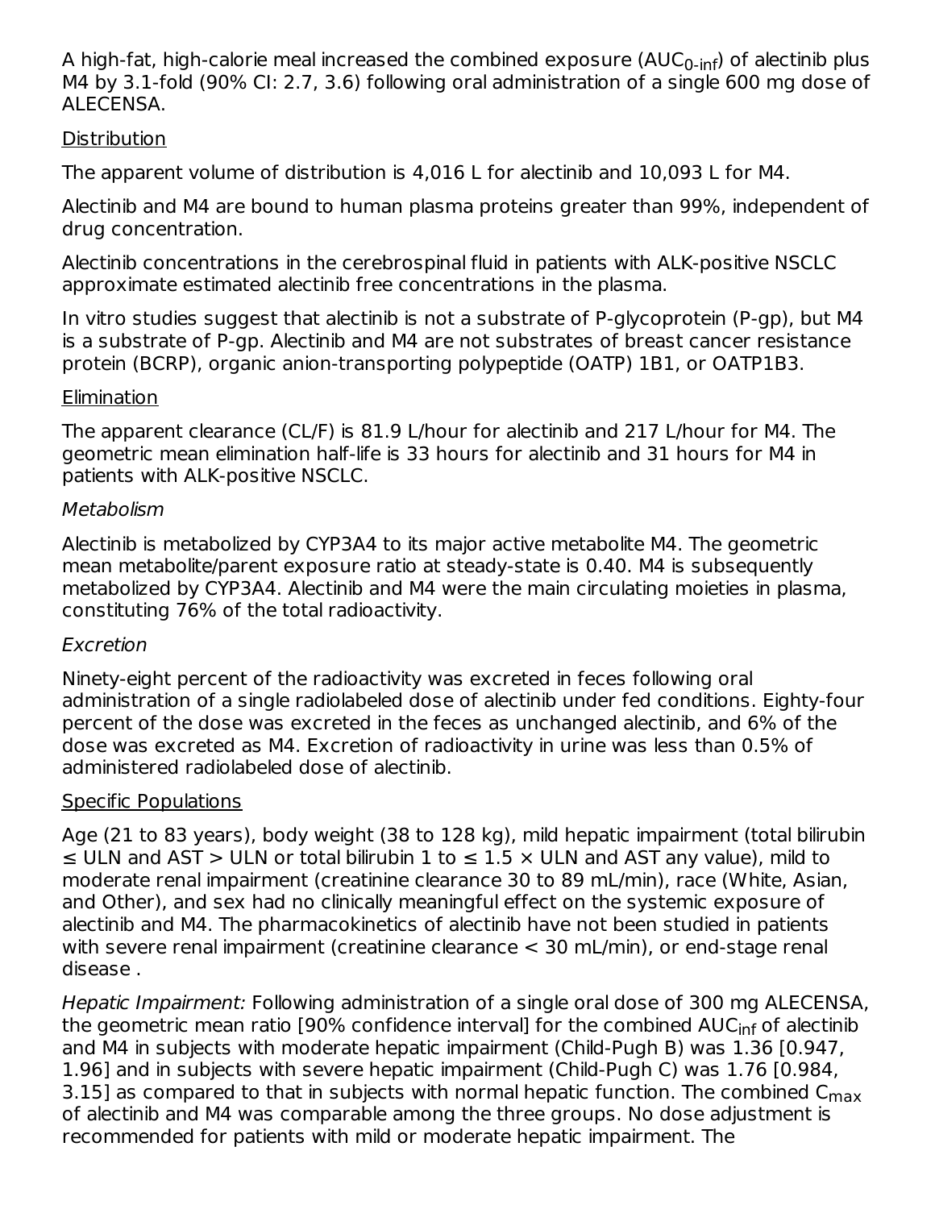A high-fat, high-calorie meal increased the combined exposure ($AUC_{0\text{-}inf}$) of alectinib plus M4 by 3.1-fold (90% CI: 2.7, 3.6) following oral administration of a single 600 mg dose of ALECENSA.

Distribution

The apparent volume of distribution is 4,016 L for alectinib and 10,093 L for M4.

Alectinib and M4 are bound to human plasma proteins greater than 99%, independent of drug concentration.

Alectinib concentrations in the cerebrospinal fluid in patients with ALK-positive NSCLC approximate estimated alectinib free concentrations in the plasma.

In vitro studies suggest that alectinib is not a substrate of P-glycoprotein (P-gp), but M4 is a substrate of P-gp. Alectinib and M4 are not substrates of breast cancer resistance protein (BCRP), organic anion-transporting polypeptide (OATP) 1B1, or OATP1B3.

Elimination

The apparent clearance (CL/F) is 81.9 L/hour for alectinib and 217 L/hour for M4. The geometric mean elimination half-life is 33 hours for alectinib and 31 hours for M4 in patients with ALK-positive NSCLC.

*Metabolism*

Alectinib is metabolized by CYP3A4 to its major active metabolite M4. The geometric mean metabolite/parent exposure ratio at steady-state is 0.40. M4 is subsequently metabolized by CYP3A4. Alectinib and M4 were the main circulating moieties in plasma, constituting 76% of the total radioactivity.

*Excretion*

Ninety-eight percent of the radioactivity was excreted in feces following oral administration of a single radiolabeled dose of alectinib under fed conditions. Eighty-four percent of the dose was excreted in the feces as unchanged alectinib, and 6% of the dose was excreted as M4. Excretion of radioactivity in urine was less than 0.5% of administered radiolabeled dose of alectinib.

Specific Populations

Age (21 to 83 years), body weight (38 to 128 kg), mild hepatic impairment (total bilirubin ≤ ULN and AST > ULN or total bilirubin 1 to ≤ 1.5 × ULN and AST any value), mild to moderate renal impairment (creatinine clearance 30 to 89 mL/min), race (White, Asian, and Other), and sex had no clinically meaningful effect on the systemic exposure of alectinib and M4. The pharmacokinetics of alectinib have not been studied in patients with severe renal impairment (creatinine clearance < 30 mL/min), or end-stage renal disease .

*Hepatic Impairment:* Following administration of a single oral dose of 300 mg ALECENSA, the geometric mean ratio [90% confidence interval] for the combined $AUC_{inf}$ of alectinib and M4 in subjects with moderate hepatic impairment (Child-Pugh B) was 1.36 [0.947, 1.96] and in subjects with severe hepatic impairment (Child-Pugh C) was 1.76 [0.984, 3.15] as compared to that in subjects with normal hepatic function. The combined $C_{max}$ of alectinib and M4 was comparable among the three groups. No dose adjustment is recommended for patients with mild or moderate hepatic impairment. The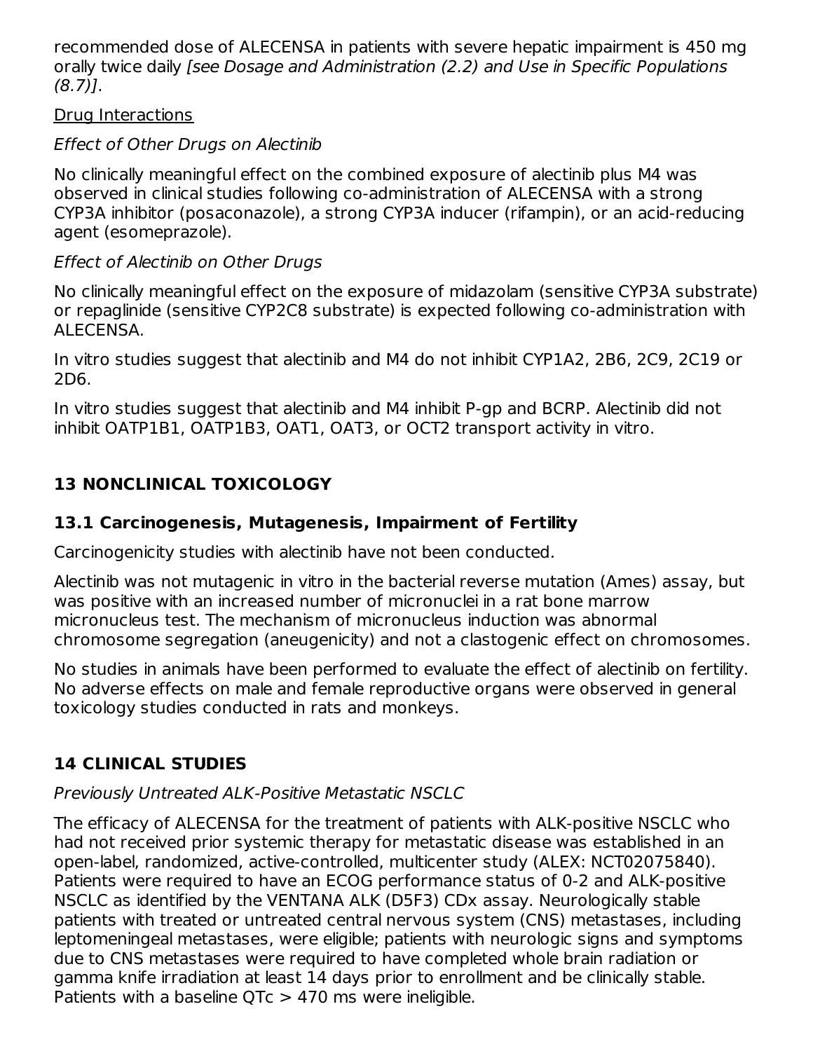recommended dose of ALECENSA in patients with severe hepatic impairment is 450 mg orally twice daily *[see Dosage and Administration (2.2) and Use in Specific Populations (8.7)]*.

Drug Interactions

*Effect of Other Drugs on Alectinib*

No clinically meaningful effect on the combined exposure of alectinib plus M4 was observed in clinical studies following co-administration of ALECENSA with a strong CYP3A inhibitor (posaconazole), a strong CYP3A inducer (rifampin), or an acid-reducing agent (esomeprazole).

*Effect of Alectinib on Other Drugs*

No clinically meaningful effect on the exposure of midazolam (sensitive CYP3A substrate) or repaglinide (sensitive CYP2C8 substrate) is expected following co-administration with ALECENSA.

In vitro studies suggest that alectinib and M4 do not inhibit CYP1A2, 2B6, 2C9, 2C19 or 2D6.

In vitro studies suggest that alectinib and M4 inhibit P-gp and BCRP. Alectinib did not inhibit OATP1B1, OATP1B3, OAT1, OAT3, or OCT2 transport activity in vitro.

## 13 NONCLINICAL TOXICOLOGY

### 13.1 Carcinogenesis, Mutagenesis, Impairment of Fertility

Carcinogenicity studies with alectinib have not been conducted.

Alectinib was not mutagenic in vitro in the bacterial reverse mutation (Ames) assay, but was positive with an increased number of micronuclei in a rat bone marrow micronucleus test. The mechanism of micronucleus induction was abnormal chromosome segregation (aneugenicity) and not a clastogenic effect on chromosomes.

No studies in animals have been performed to evaluate the effect of alectinib on fertility. No adverse effects on male and female reproductive organs were observed in general toxicology studies conducted in rats and monkeys.

## 14 CLINICAL STUDIES

*Previously Untreated ALK-Positive Metastatic NSCLC*

The efficacy of ALECENSA for the treatment of patients with ALK-positive NSCLC who had not received prior systemic therapy for metastatic disease was established in an open-label, randomized, active-controlled, multicenter study (ALEX: NCT02075840). Patients were required to have an ECOG performance status of 0-2 and ALK-positive NSCLC as identified by the VENTANA ALK (D5F3) CDx assay. Neurologically stable patients with treated or untreated central nervous system (CNS) metastases, including leptomeningeal metastases, were eligible; patients with neurologic signs and symptoms due to CNS metastases were required to have completed whole brain radiation or gamma knife irradiation at least 14 days prior to enrollment and be clinically stable. Patients with a baseline QTc > 470 ms were ineligible.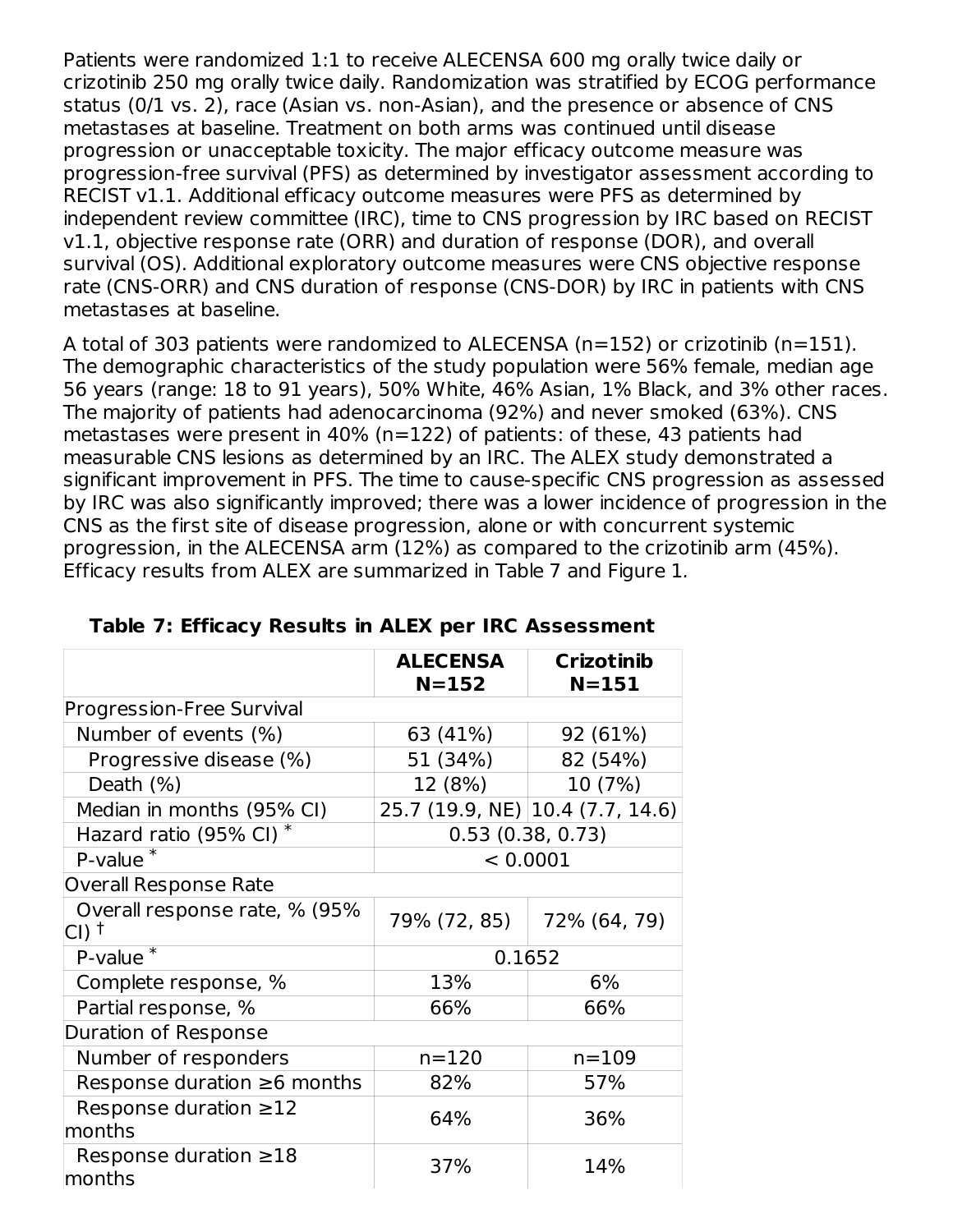Patients were randomized 1:1 to receive ALECENSA 600 mg orally twice daily or crizotinib 250 mg orally twice daily. Randomization was stratified by ECOG performance status (0/1 vs. 2), race (Asian vs. non-Asian), and the presence or absence of CNS metastases at baseline. Treatment on both arms was continued until disease progression or unacceptable toxicity. The major efficacy outcome measure was progression-free survival (PFS) as determined by investigator assessment according to RECIST v1.1. Additional efficacy outcome measures were PFS as determined by independent review committee (IRC), time to CNS progression by IRC based on RECIST v1.1, objective response rate (ORR) and duration of response (DOR), and overall survival (OS). Additional exploratory outcome measures were CNS objective response rate (CNS-ORR) and CNS duration of response (CNS-DOR) by IRC in patients with CNS metastases at baseline.

A total of 303 patients were randomized to ALECENSA (n=152) or crizotinib (n=151). The demographic characteristics of the study population were 56% female, median age 56 years (range: 18 to 91 years), 50% White, 46% Asian, 1% Black, and 3% other races. The majority of patients had adenocarcinoma (92%) and never smoked (63%). CNS metastases were present in 40% (n=122) of patients: of these, 43 patients had measurable CNS lesions as determined by an IRC. The ALEX study demonstrated a significant improvement in PFS. The time to cause-specific CNS progression as assessed by IRC was also significantly improved; there was a lower incidence of progression in the CNS as the first site of disease progression, alone or with concurrent systemic progression, in the ALECENSA arm (12%) as compared to the crizotinib arm (45%). Efficacy results from ALEX are summarized in Table 7 and Figure 1.

**Table 7: Efficacy Results in ALEX per IRC Assessment**

| | **ALECENSA N=152** | **Crizotinib N=151** |
|---|---|---|
| Progression-Free Survival | | |
| Number of events (%) | 63 (41%) | 92 (61%) |
| Progressive disease (%) | 51 (34%) | 82 (54%) |
| Death (%) | 12 (8%) | 10 (7%) |
| Median in months (95% CI) | 25.7 (19.9, NE) | 10.4 (7.7, 14.6) |
| Hazard ratio (95% CI) * | 0.53 (0.38, 0.73) | |
| P-value * | < 0.0001 | |
| Overall Response Rate | | |
| Overall response rate, % (95% CI) † | 79% (72, 85) | 72% (64, 79) |
| P-value * | 0.1652 | |
| Complete response, % | 13% | 6% |
| Partial response, % | 66% | 66% |
| Duration of Response | | |
| Number of responders | n=120 | n=109 |
| Response duration ≥6 months | 82% | 57% |
| Response duration ≥12 months | 64% | 36% |
| Response duration ≥18 months | 37% | 14% |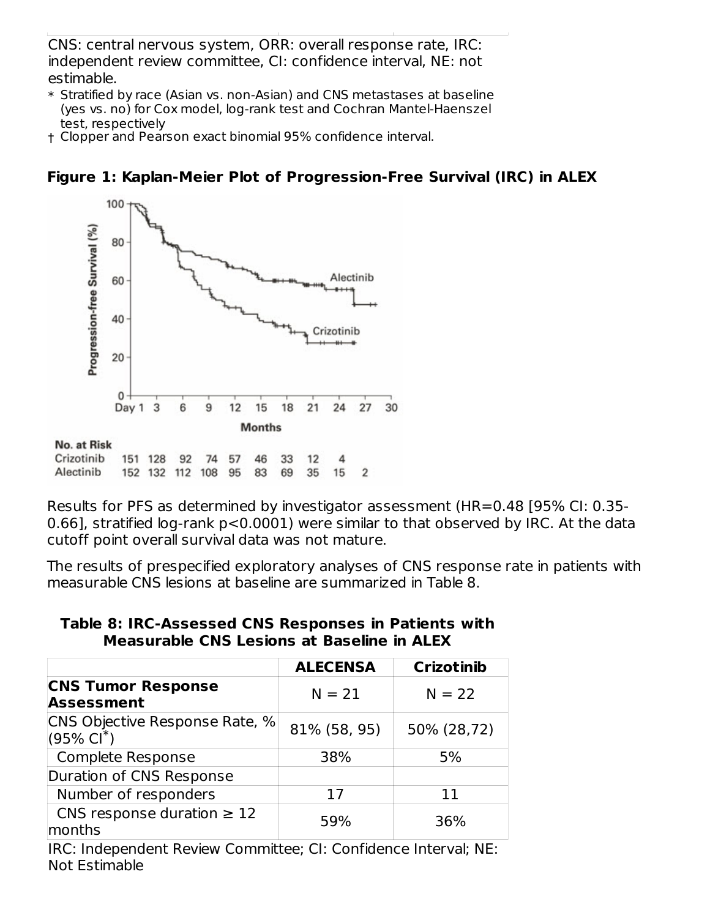CNS: central nervous system, ORR: overall response rate, IRC: independent review committee, CI: confidence interval, NE: not estimable.

\* Stratified by race (Asian vs. non-Asian) and CNS metastases at baseline (yes vs. no) for Cox model, log-rank test and Cochran Mantel-Haenszel test, respectively

† Clopper and Pearson exact binomial 95% confidence interval.

**Figure 1: Kaplan-Meier Plot of Progression-Free Survival (IRC) in ALEX**

Results for PFS as determined by investigator assessment (HR=0.48 [95% CI: 0.35-0.66], stratified log-rank p<0.0001) were similar to that observed by IRC. At the data cutoff point overall survival data was not mature.

The results of prespecified exploratory analyses of CNS response rate in patients with measurable CNS lesions at baseline are summarized in Table 8.

**Table 8: IRC-Assessed CNS Responses in Patients with Measurable CNS Lesions at Baseline in ALEX**

| | **ALECENSA** | **Crizotinib** |
|---|---|---|
| **CNS Tumor Response Assessment** | N = 21 | N = 22 |
| CNS Objective Response Rate, % (95% CI*) | 81% (58, 95) | 50% (28,72) |
| Complete Response | 38% | 5% |
| Duration of CNS Response | | |
| Number of responders | 17 | 11 |
| CNS response duration ≥ 12 months | 59% | 36% |

IRC: Independent Review Committee; CI: Confidence Interval; NE: Not Estimable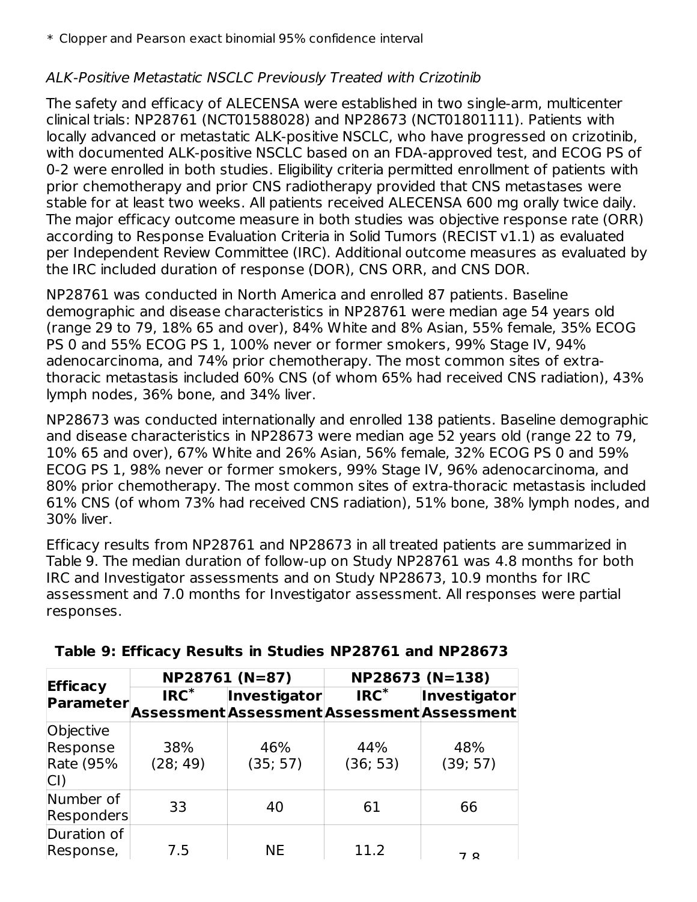* Clopper and Pearson exact binomial 95% confidence interval

*ALK-Positive Metastatic NSCLC Previously Treated with Crizotinib*

The safety and efficacy of ALECENSA were established in two single-arm, multicenter clinical trials: NP28761 (NCT01588028) and NP28673 (NCT01801111). Patients with locally advanced or metastatic ALK-positive NSCLC, who have progressed on crizotinib, with documented ALK-positive NSCLC based on an FDA-approved test, and ECOG PS of 0-2 were enrolled in both studies. Eligibility criteria permitted enrollment of patients with prior chemotherapy and prior CNS radiotherapy provided that CNS metastases were stable for at least two weeks. All patients received ALECENSA 600 mg orally twice daily. The major efficacy outcome measure in both studies was objective response rate (ORR) according to Response Evaluation Criteria in Solid Tumors (RECIST v1.1) as evaluated per Independent Review Committee (IRC). Additional outcome measures as evaluated by the IRC included duration of response (DOR), CNS ORR, and CNS DOR.

NP28761 was conducted in North America and enrolled 87 patients. Baseline demographic and disease characteristics in NP28761 were median age 54 years old (range 29 to 79, 18% 65 and over), 84% White and 8% Asian, 55% female, 35% ECOG PS 0 and 55% ECOG PS 1, 100% never or former smokers, 99% Stage IV, 94% adenocarcinoma, and 74% prior chemotherapy. The most common sites of extra-thoracic metastasis included 60% CNS (of whom 65% had received CNS radiation), 43% lymph nodes, 36% bone, and 34% liver.

NP28673 was conducted internationally and enrolled 138 patients. Baseline demographic and disease characteristics in NP28673 were median age 52 years old (range 22 to 79, 10% 65 and over), 67% White and 26% Asian, 56% female, 32% ECOG PS 0 and 59% ECOG PS 1, 98% never or former smokers, 99% Stage IV, 96% adenocarcinoma, and 80% prior chemotherapy. The most common sites of extra-thoracic metastasis included 61% CNS (of whom 73% had received CNS radiation), 51% bone, 38% lymph nodes, and 30% liver.

Efficacy results from NP28761 and NP28673 in all treated patients are summarized in Table 9. The median duration of follow-up on Study NP28761 was 4.8 months for both IRC and Investigator assessments and on Study NP28673, 10.9 months for IRC assessment and 7.0 months for Investigator assessment. All responses were partial responses.

**Table 9: Efficacy Results in Studies NP28761 and NP28673**

| Efficacy Parameter | NP28761 (N=87) | | NP28673 (N=138) | |
|---|---|---|---|---|
| | IRC* Assessment | Investigator Assessment | IRC* Assessment | Investigator Assessment |
| Objective Response Rate (95% CI) | 38% (28; 49) | 46% (35; 57) | 44% (36; 53) | 48% (39; 57) |
| Number of Responders | 33 | 40 | 61 | 66 |
| Duration of Response, | 7.5 | NE | 11.2 | 7.8 |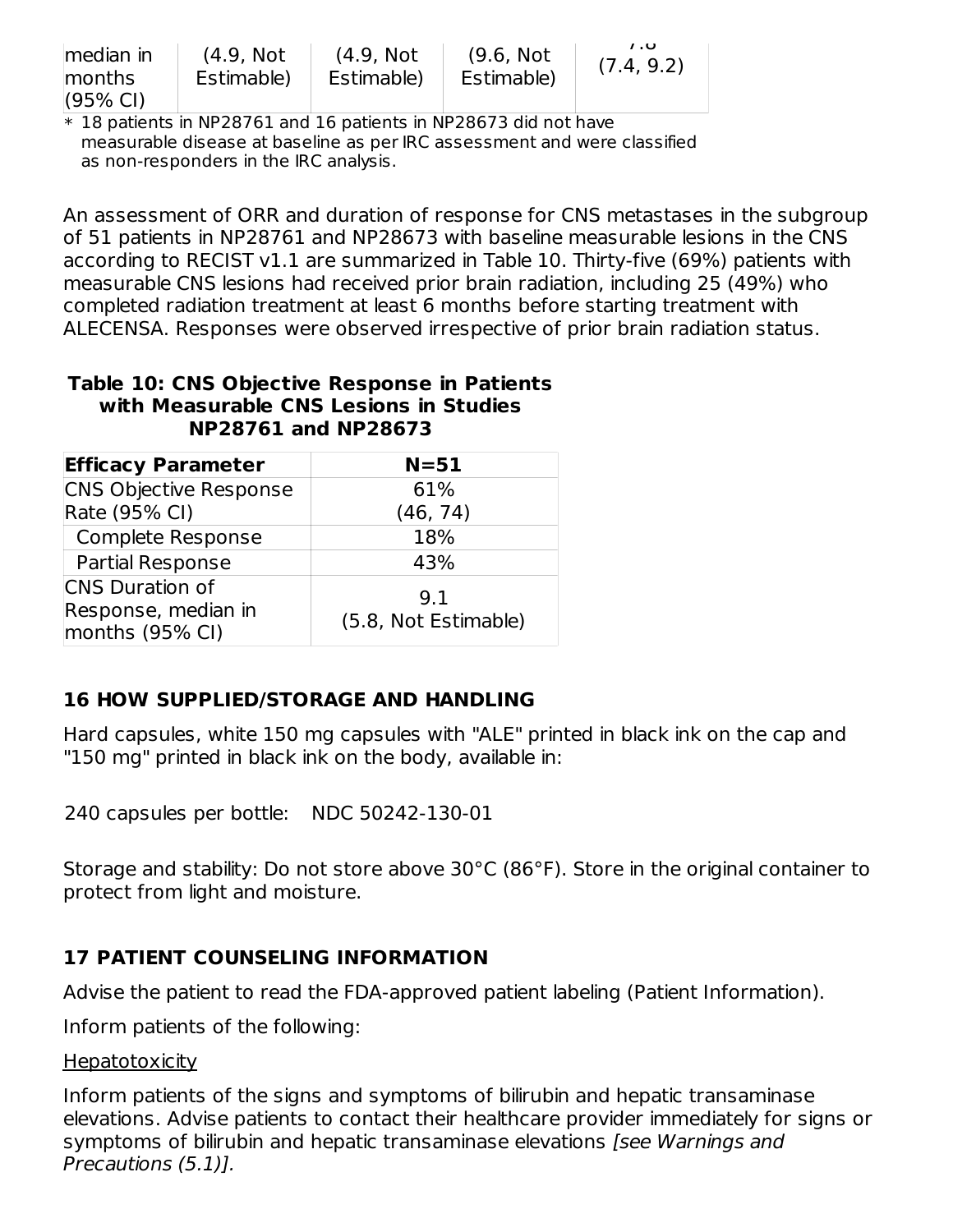| median in months (95% CI) | (4.9, Not Estimable) | (4.9, Not Estimable) | (9.6, Not Estimable) | 7.8 (7.4, 9.2) |
|---|---|---|---|---|

* 18 patients in NP28761 and 16 patients in NP28673 did not have measurable disease at baseline as per IRC assessment and were classified as non-responders in the IRC analysis.

An assessment of ORR and duration of response for CNS metastases in the subgroup of 51 patients in NP28761 and NP28673 with baseline measurable lesions in the CNS according to RECIST v1.1 are summarized in Table 10. Thirty-five (69%) patients with measurable CNS lesions had received prior brain radiation, including 25 (49%) who completed radiation treatment at least 6 months before starting treatment with ALECENSA. Responses were observed irrespective of prior brain radiation status.

**Table 10: CNS Objective Response in Patients with Measurable CNS Lesions in Studies NP28761 and NP28673**

| **Efficacy Parameter** | **N=51** |
|---|---|
| CNS Objective Response Rate (95% CI) | 61% (46, 74) |
| Complete Response | 18% |
| Partial Response | 43% |
| CNS Duration of Response, median in months (95% CI) | 9.1 (5.8, Not Estimable) |

## 16 HOW SUPPLIED/STORAGE AND HANDLING

Hard capsules, white 150 mg capsules with "ALE" printed in black ink on the cap and "150 mg" printed in black ink on the body, available in:

240 capsules per bottle: NDC 50242-130-01

Storage and stability: Do not store above 30°C (86°F). Store in the original container to protect from light and moisture.

## 17 PATIENT COUNSELING INFORMATION

Advise the patient to read the FDA-approved patient labeling (Patient Information).

Inform patients of the following:

Hepatotoxicity

Inform patients of the signs and symptoms of bilirubin and hepatic transaminase elevations. Advise patients to contact their healthcare provider immediately for signs or symptoms of bilirubin and hepatic transaminase elevations *[see Warnings and Precautions (5.1)].*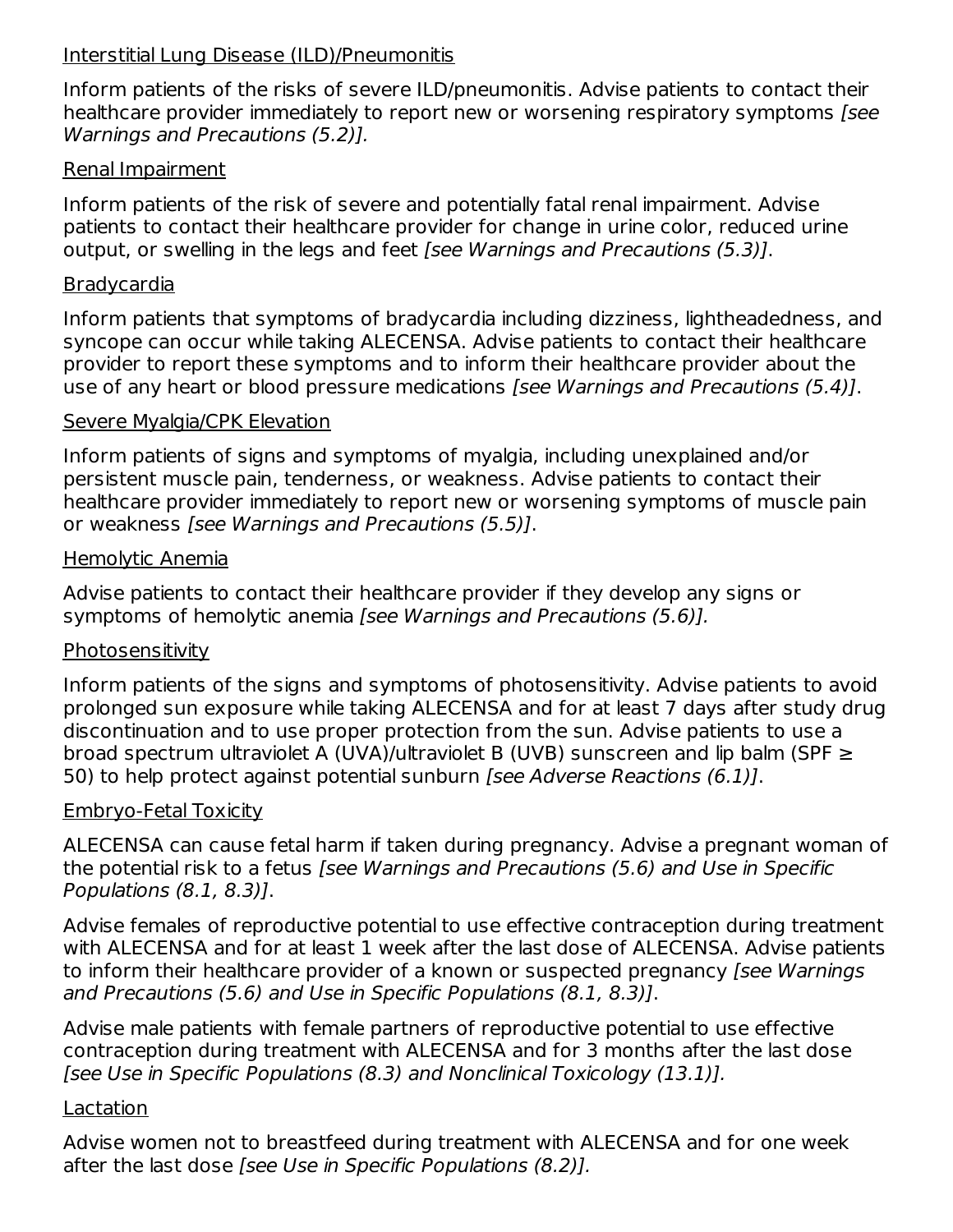Interstitial Lung Disease (ILD)/Pneumonitis

Inform patients of the risks of severe ILD/pneumonitis. Advise patients to contact their healthcare provider immediately to report new or worsening respiratory symptoms *[see Warnings and Precautions (5.2)].*

Renal Impairment

Inform patients of the risk of severe and potentially fatal renal impairment. Advise patients to contact their healthcare provider for change in urine color, reduced urine output, or swelling in the legs and feet *[see Warnings and Precautions (5.3)]*.

Bradycardia

Inform patients that symptoms of bradycardia including dizziness, lightheadedness, and syncope can occur while taking ALECENSA. Advise patients to contact their healthcare provider to report these symptoms and to inform their healthcare provider about the use of any heart or blood pressure medications *[see Warnings and Precautions (5.4)]*.

Severe Myalgia/CPK Elevation

Inform patients of signs and symptoms of myalgia, including unexplained and/or persistent muscle pain, tenderness, or weakness. Advise patients to contact their healthcare provider immediately to report new or worsening symptoms of muscle pain or weakness *[see Warnings and Precautions (5.5)]*.

Hemolytic Anemia

Advise patients to contact their healthcare provider if they develop any signs or symptoms of hemolytic anemia *[see Warnings and Precautions (5.6)].*

Photosensitivity

Inform patients of the signs and symptoms of photosensitivity. Advise patients to avoid prolonged sun exposure while taking ALECENSA and for at least 7 days after study drug discontinuation and to use proper protection from the sun. Advise patients to use a broad spectrum ultraviolet A (UVA)/ultraviolet B (UVB) sunscreen and lip balm (SPF ≥ 50) to help protect against potential sunburn *[see Adverse Reactions (6.1)]*.

Embryo-Fetal Toxicity

ALECENSA can cause fetal harm if taken during pregnancy. Advise a pregnant woman of the potential risk to a fetus *[see Warnings and Precautions (5.6) and Use in Specific Populations (8.1, 8.3)]*.

Advise females of reproductive potential to use effective contraception during treatment with ALECENSA and for at least 1 week after the last dose of ALECENSA. Advise patients to inform their healthcare provider of a known or suspected pregnancy *[see Warnings and Precautions (5.6) and Use in Specific Populations (8.1, 8.3)]*.

Advise male patients with female partners of reproductive potential to use effective contraception during treatment with ALECENSA and for 3 months after the last dose *[see Use in Specific Populations (8.3) and Nonclinical Toxicology (13.1)].*

Lactation

Advise women not to breastfeed during treatment with ALECENSA and for one week after the last dose *[see Use in Specific Populations (8.2)].*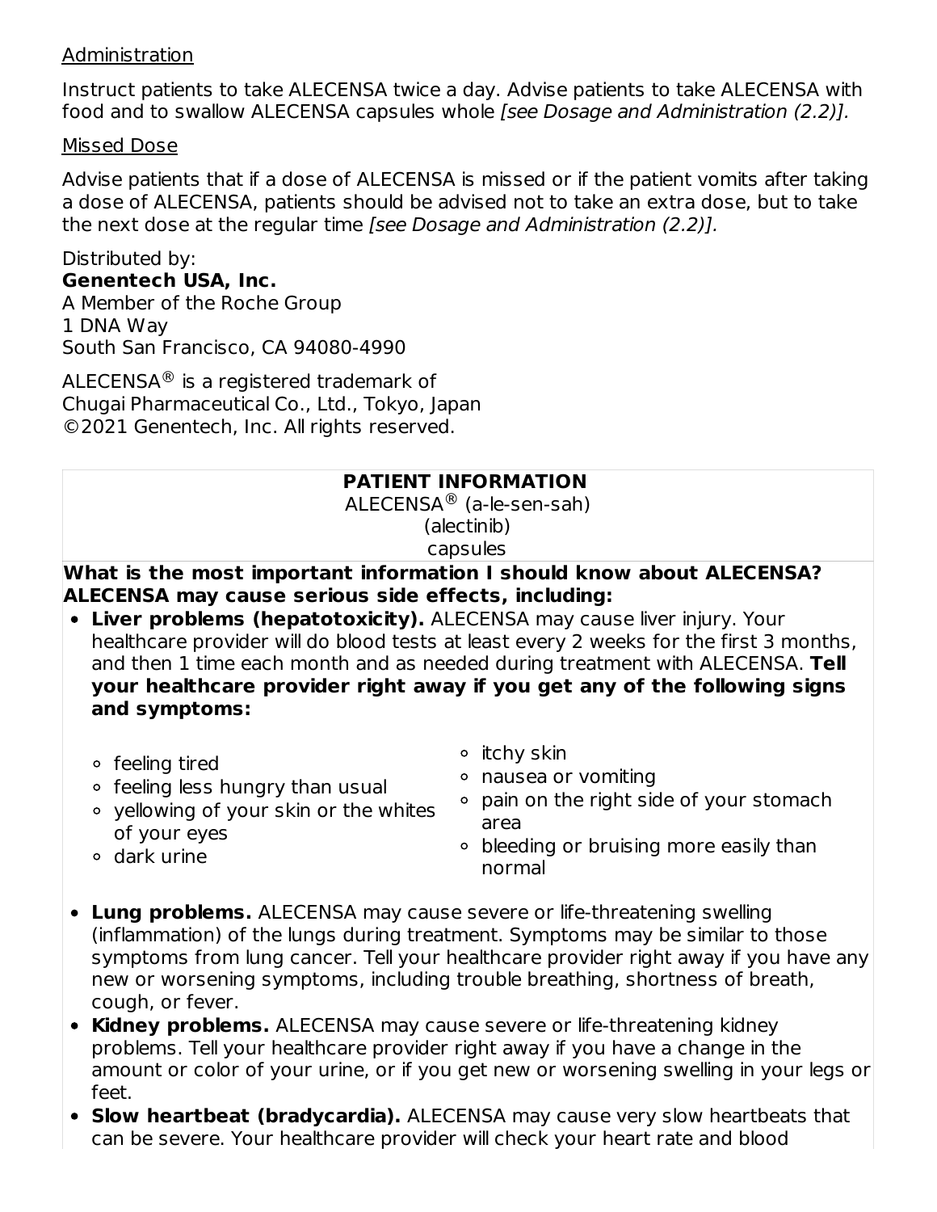Administration

Instruct patients to take ALECENSA twice a day. Advise patients to take ALECENSA with food and to swallow ALECENSA capsules whole *[see Dosage and Administration (2.2)]*.

Missed Dose

Advise patients that if a dose of ALECENSA is missed or if the patient vomits after taking a dose of ALECENSA, patients should be advised not to take an extra dose, but to take the next dose at the regular time *[see Dosage and Administration (2.2)]*.

Distributed by:
**Genentech USA, Inc.**
A Member of the Roche Group
1 DNA Way
South San Francisco, CA 94080-4990

ALECENSA® is a registered trademark of
Chugai Pharmaceutical Co., Ltd., Tokyo, Japan
©2021 Genentech, Inc. All rights reserved.

**PATIENT INFORMATION**
ALECENSA® (a-le-sen-sah)
(alectinib)
capsules

**What is the most important information I should know about ALECENSA?**
**ALECENSA may cause serious side effects, including:**

- **Liver problems (hepatotoxicity).** ALECENSA may cause liver injury. Your healthcare provider will do blood tests at least every 2 weeks for the first 3 months, and then 1 time each month and as needed during treatment with ALECENSA. **Tell your healthcare provider right away if you get any of the following signs and symptoms:**
  - feeling tired
  - feeling less hungry than usual
  - yellowing of your skin or the whites of your eyes
  - dark urine
  - itchy skin
  - nausea or vomiting
  - pain on the right side of your stomach area
  - bleeding or bruising more easily than normal
- **Lung problems.** ALECENSA may cause severe or life-threatening swelling (inflammation) of the lungs during treatment. Symptoms may be similar to those symptoms from lung cancer. Tell your healthcare provider right away if you have any new or worsening symptoms, including trouble breathing, shortness of breath, cough, or fever.
- **Kidney problems.** ALECENSA may cause severe or life-threatening kidney problems. Tell your healthcare provider right away if you have a change in the amount or color of your urine, or if you get new or worsening swelling in your legs or feet.
- **Slow heartbeat (bradycardia).** ALECENSA may cause very slow heartbeats that can be severe. Your healthcare provider will check your heart rate and blood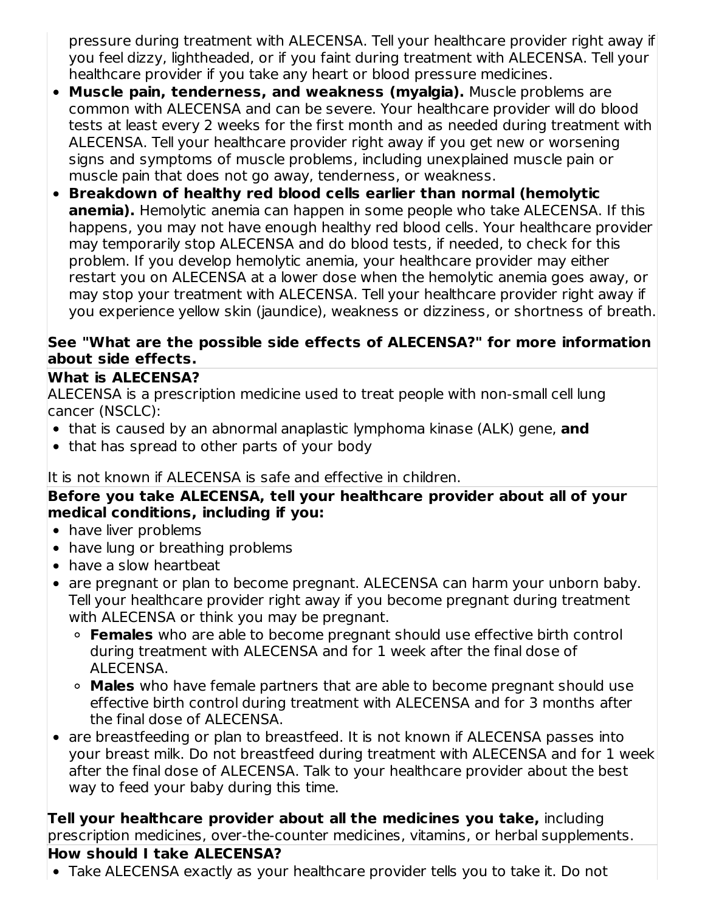pressure during treatment with ALECENSA. Tell your healthcare provider right away if you feel dizzy, lightheaded, or if you faint during treatment with ALECENSA. Tell your healthcare provider if you take any heart or blood pressure medicines.

- **Muscle pain, tenderness, and weakness (myalgia).** Muscle problems are common with ALECENSA and can be severe. Your healthcare provider will do blood tests at least every 2 weeks for the first month and as needed during treatment with ALECENSA. Tell your healthcare provider right away if you get new or worsening signs and symptoms of muscle problems, including unexplained muscle pain or muscle pain that does not go away, tenderness, or weakness.
- **Breakdown of healthy red blood cells earlier than normal (hemolytic anemia).** Hemolytic anemia can happen in some people who take ALECENSA. If this happens, you may not have enough healthy red blood cells. Your healthcare provider may temporarily stop ALECENSA and do blood tests, if needed, to check for this problem. If you develop hemolytic anemia, your healthcare provider may either restart you on ALECENSA at a lower dose when the hemolytic anemia goes away, or may stop your treatment with ALECENSA. Tell your healthcare provider right away if you experience yellow skin (jaundice), weakness or dizziness, or shortness of breath.

**See "What are the possible side effects of ALECENSA?" for more information about side effects.**

**What is ALECENSA?**

ALECENSA is a prescription medicine used to treat people with non-small cell lung cancer (NSCLC):

- that is caused by an abnormal anaplastic lymphoma kinase (ALK) gene, **and**
- that has spread to other parts of your body

It is not known if ALECENSA is safe and effective in children.

**Before you take ALECENSA, tell your healthcare provider about all of your medical conditions, including if you:**

- have liver problems
- have lung or breathing problems
- have a slow heartbeat
- are pregnant or plan to become pregnant. ALECENSA can harm your unborn baby. Tell your healthcare provider right away if you become pregnant during treatment with ALECENSA or think you may be pregnant.
    - **Females** who are able to become pregnant should use effective birth control during treatment with ALECENSA and for 1 week after the final dose of ALECENSA.
    - **Males** who have female partners that are able to become pregnant should use effective birth control during treatment with ALECENSA and for 3 months after the final dose of ALECENSA.
- are breastfeeding or plan to breastfeed. It is not known if ALECENSA passes into your breast milk. Do not breastfeed during treatment with ALECENSA and for 1 week after the final dose of ALECENSA. Talk to your healthcare provider about the best way to feed your baby during this time.

**Tell your healthcare provider about all the medicines you take,** including prescription medicines, over-the-counter medicines, vitamins, or herbal supplements.

**How should I take ALECENSA?**

- Take ALECENSA exactly as your healthcare provider tells you to take it. Do not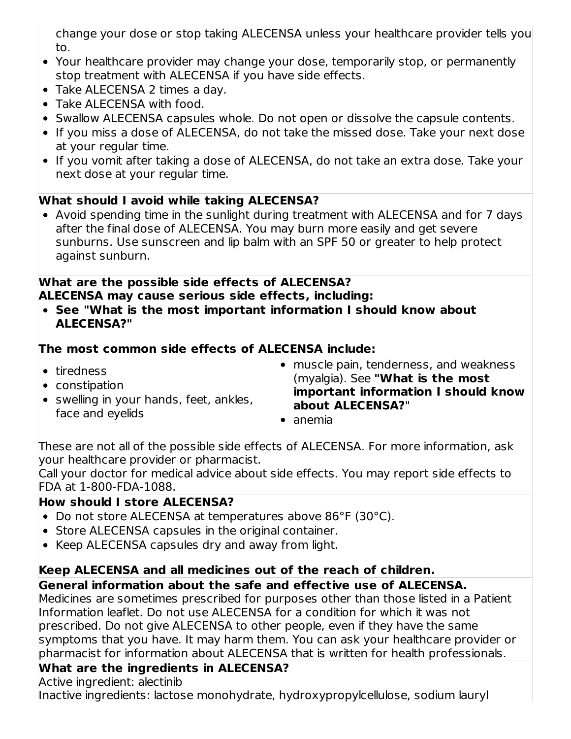change your dose or stop taking ALECENSA unless your healthcare provider tells you to.
- Your healthcare provider may change your dose, temporarily stop, or permanently stop treatment with ALECENSA if you have side effects.
- Take ALECENSA 2 times a day.
- Take ALECENSA with food.
- Swallow ALECENSA capsules whole. Do not open or dissolve the capsule contents.
- If you miss a dose of ALECENSA, do not take the missed dose. Take your next dose at your regular time.
- If you vomit after taking a dose of ALECENSA, do not take an extra dose. Take your next dose at your regular time.

**What should I avoid while taking ALECENSA?**

- Avoid spending time in the sunlight during treatment with ALECENSA and for 7 days after the final dose of ALECENSA. You may burn more easily and get severe sunburns. Use sunscreen and lip balm with an SPF 50 or greater to help protect against sunburn.

**What are the possible side effects of ALECENSA?**
**ALECENSA may cause serious side effects, including:**

- **See "What is the most important information I should know about ALECENSA?"**

**The most common side effects of ALECENSA include:**

- tiredness
- constipation
- swelling in your hands, feet, ankles, face and eyelids
- muscle pain, tenderness, and weakness (myalgia). See **"What is the most important information I should know about ALECENSA?"**
- anemia

These are not all of the possible side effects of ALECENSA. For more information, ask your healthcare provider or pharmacist.
Call your doctor for medical advice about side effects. You may report side effects to FDA at 1-800-FDA-1088.

**How should I store ALECENSA?**

- Do not store ALECENSA at temperatures above 86°F (30°C).
- Store ALECENSA capsules in the original container.
- Keep ALECENSA capsules dry and away from light.

**Keep ALECENSA and all medicines out of the reach of children.**

**General information about the safe and effective use of ALECENSA.**
Medicines are sometimes prescribed for purposes other than those listed in a Patient Information leaflet. Do not use ALECENSA for a condition for which it was not prescribed. Do not give ALECENSA to other people, even if they have the same symptoms that you have. It may harm them. You can ask your healthcare provider or pharmacist for information about ALECENSA that is written for health professionals.

**What are the ingredients in ALECENSA?**
Active ingredient: alectinib
Inactive ingredients: lactose monohydrate, hydroxypropylcellulose, sodium lauryl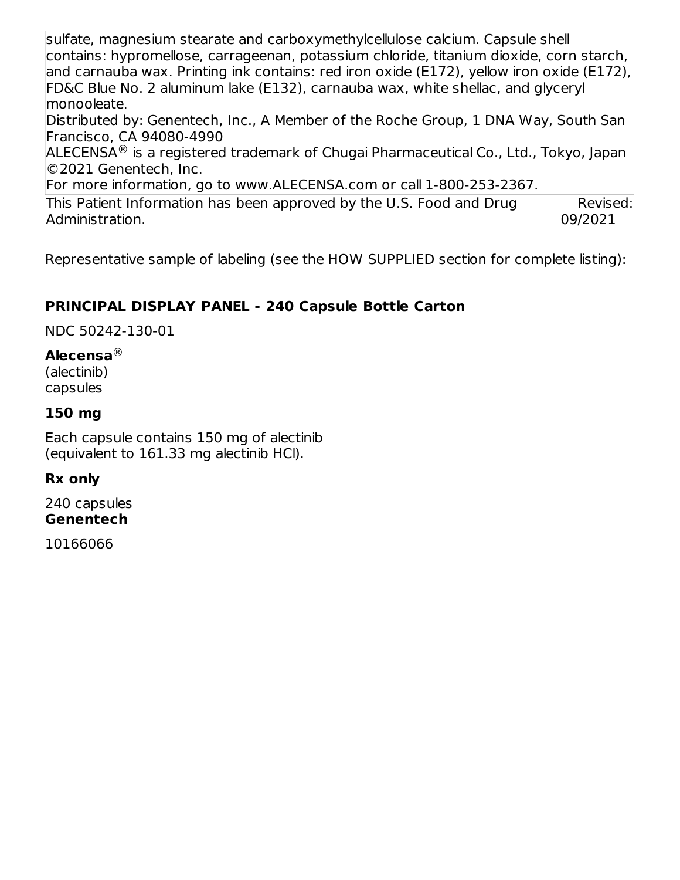sulfate, magnesium stearate and carboxymethylcellulose calcium. Capsule shell contains: hypromellose, carrageenan, potassium chloride, titanium dioxide, corn starch, and carnauba wax. Printing ink contains: red iron oxide (E172), yellow iron oxide (E172), FD&C Blue No. 2 aluminum lake (E132), carnauba wax, white shellac, and glyceryl monooleate.

Distributed by: Genentech, Inc., A Member of the Roche Group, 1 DNA Way, South San Francisco, CA 94080-4990

ALECENSA® is a registered trademark of Chugai Pharmaceutical Co., Ltd., Tokyo, Japan

©2021 Genentech, Inc.

For more information, go to www.ALECENSA.com or call 1-800-253-2367.

This Patient Information has been approved by the U.S. Food and Drug Administration. Revised: 09/2021

Representative sample of labeling (see the HOW SUPPLIED section for complete listing):

**PRINCIPAL DISPLAY PANEL - 240 Capsule Bottle Carton**

NDC 50242-130-01

**Alecensa®**
(alectinib)
capsules

**150 mg**

Each capsule contains 150 mg of alectinib
(equivalent to 161.33 mg alectinib HCl).

**Rx only**

240 capsules
**Genentech**

10166066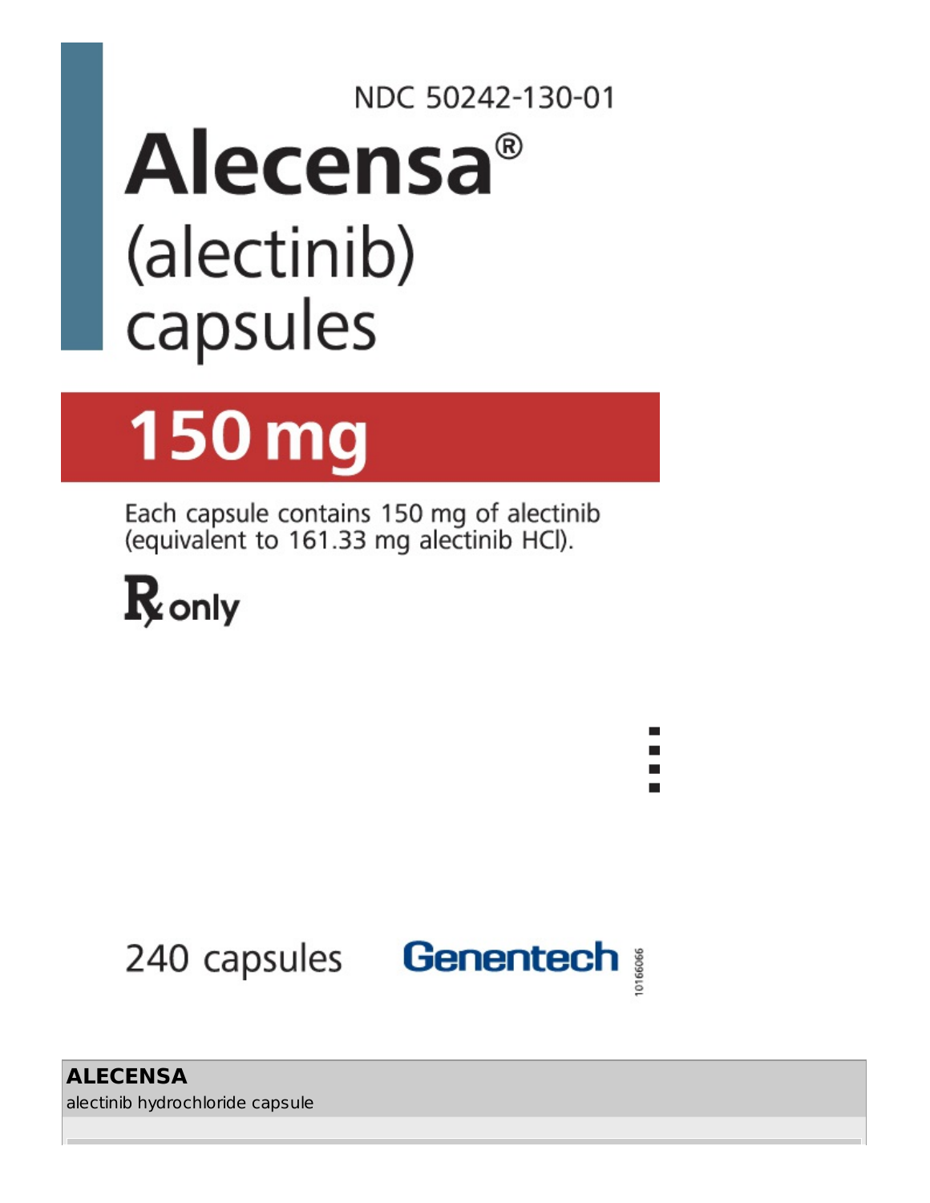NDC 50242-130-01

# Alecensa®

(alectinib)
capsules

**150 mg**

Each capsule contains 150 mg of alectinib (equivalent to 161.33 mg alectinib HCl).

℞ only

240 capsules

Genentech

10166066

**ALECENSA**
alectinib hydrochloride capsule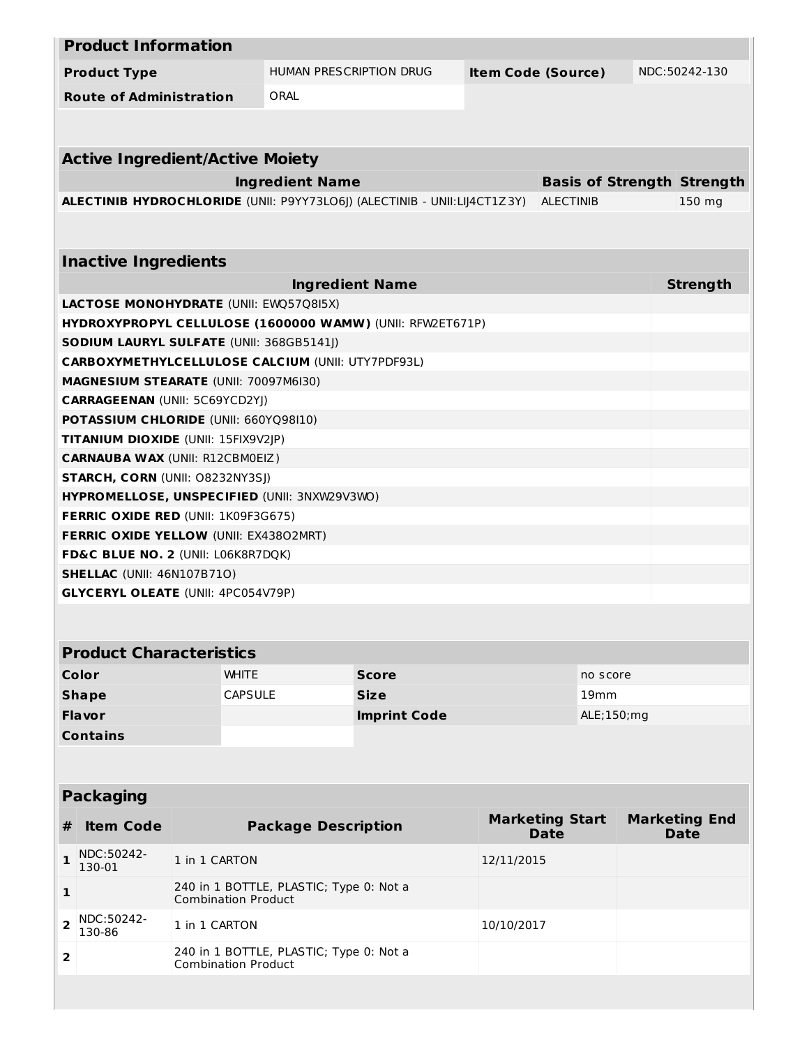| **Product Information** | | | |
|---|---|---|---|
| **Product Type** | HUMAN PRESCRIPTION DRUG | **Item Code (Source)** | NDC:50242-130 |
| **Route of Administration** | ORAL | | |

| **Active Ingredient/Active Moiety** | | |
|---|---|---|
| **Ingredient Name** | **Basis of Strength** | **Strength** |
| **ALECTINIB HYDROCHLORIDE** (UNII: P9YY73LO6J) (ALECTINIB - UNII:LIJ4CT1Z3Y) | ALECTINIB | 150 mg |

| **Inactive Ingredients** | |
|---|---|
| **Ingredient Name** | **Strength** |
| **LACTOSE MONOHYDRATE** (UNII: EWQ57Q8I5X) | |
| **HYDROXYPROPYL CELLULOSE (1600000 WAMW)** (UNII: RFW2ET671P) | |
| **SODIUM LAURYL SULFATE** (UNII: 368GB5141J) | |
| **CARBOXYMETHYLCELLULOSE CALCIUM** (UNII: UTY7PDF93L) | |
| **MAGNESIUM STEARATE** (UNII: 70097M6I30) | |
| **CARRAGEENAN** (UNII: 5C69YCD2YJ) | |
| **POTASSIUM CHLORIDE** (UNII: 660YQ98I10) | |
| **TITANIUM DIOXIDE** (UNII: 15FIX9V2JP) | |
| **CARNAUBA WAX** (UNII: R12CBM0EIZ) | |
| **STARCH, CORN** (UNII: O8232NY3SJ) | |
| **HYPROMELLOSE, UNSPECIFIED** (UNII: 3NXW29V3WO) | |
| **FERRIC OXIDE RED** (UNII: 1K09F3G675) | |
| **FERRIC OXIDE YELLOW** (UNII: EX438O2MRT) | |
| **FD&C BLUE NO. 2** (UNII: L06K8R7DQK) | |
| **SHELLAC** (UNII: 46N107B71O) | |
| **GLYCERYL OLEATE** (UNII: 4PC054V79P) | |

| **Product Characteristics** | | | |
|---|---|---|---|
| **Color** | WHITE | **Score** | no score |
| **Shape** | CAPSULE | **Size** | 19mm |
| **Flavor** | | **Imprint Code** | ALE;150;mg |
| **Contains** | | | |

| **Packaging** | | | | |
|---|---|---|---|---|
| **#** | **Item Code** | **Package Description** | **Marketing Start Date** | **Marketing End Date** |
| **1** | NDC:50242-130-01 | 1 in 1 CARTON | 12/11/2015 | |
| **1** | | 240 in 1 BOTTLE, PLASTIC; Type 0: Not a Combination Product | | |
| **2** | NDC:50242-130-86 | 1 in 1 CARTON | 10/10/2017 | |
| **2** | | 240 in 1 BOTTLE, PLASTIC; Type 0: Not a Combination Product | | |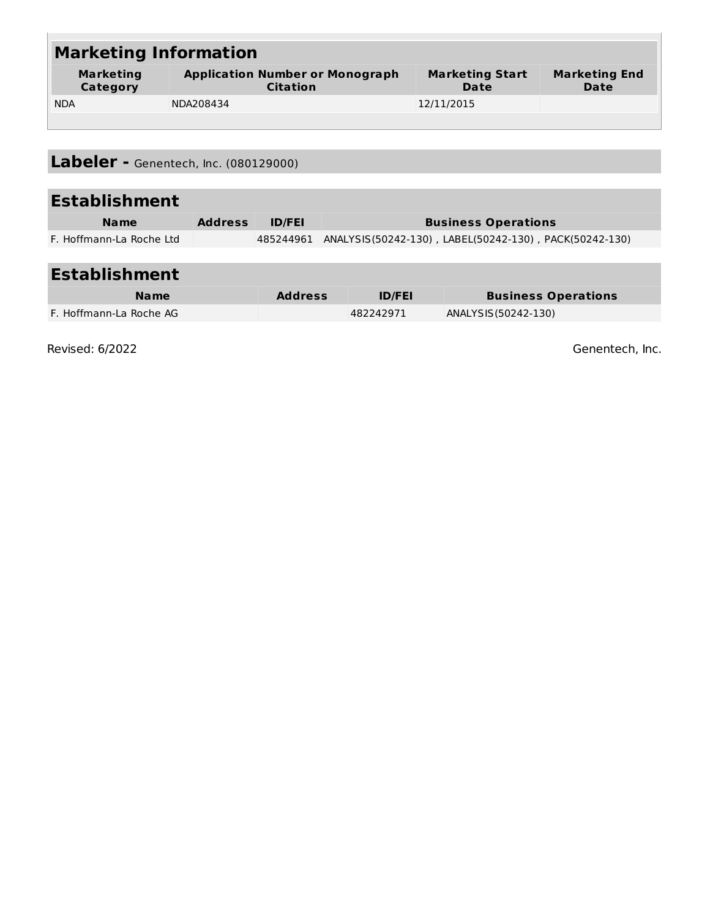## Marketing Information

| Marketing Category | Application Number or Monograph Citation | Marketing Start Date | Marketing End Date |
| --- | --- | --- | --- |
| NDA | NDA208434 | 12/11/2015 | |

## Labeler - Genentech, Inc. (080129000)

## Establishment

| Name | Address | ID/FEI | Business Operations |
| --- | --- | --- | --- |
| F. Hoffmann-La Roche Ltd | | 485244961 | ANALYSIS(50242-130) , LABEL(50242-130) , PACK(50242-130) |

## Establishment

| Name | Address | ID/FEI | Business Operations |
| --- | --- | --- | --- |
| F. Hoffmann-La Roche AG | | 482242971 | ANALYSIS(50242-130) |

Revised: 6/2022

Genentech, Inc.